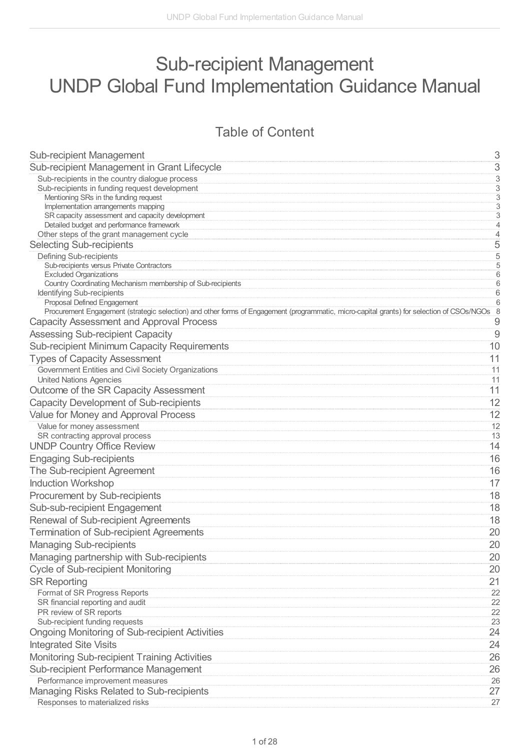# Sub-recipient Management
# UNDP Global Fund Implementation Guidance Manual

## Table of Content

- Sub-recipient Management — 3
- Sub-recipient Management in Grant Lifecycle — 3
  - Sub-recipients in the country dialogue process — 3
  - Sub-recipients in funding request development — 3
    - Mentioning SRs in the funding request — 3
    - Implementation arrangements mapping — 3
    - SR capacity assessment and capacity development — 3
    - Detailed budget and performance framework — 4
  - Other steps of the grant management cycle — 4
- Selecting Sub-recipients — 5
  - Defining Sub-recipients — 5
    - Sub-recipients versus Private Contractors — 5
    - Excluded Organizations — 6
    - Country Coordinating Mechanism membership of Sub-recipients — 6
  - Identifying Sub-recipients — 6
    - Proposal Defined Engagement — 6
    - Procurement Engagement (strategic selection) and other forms of Engagement (programmatic, micro-capital grants) for selection of CSOs/NGOs — 8
- Capacity Assessment and Approval Process — 9
- Assessing Sub-recipient Capacity — 9
- Sub-recipient Minimum Capacity Requirements — 10
- Types of Capacity Assessment — 11
  - Government Entities and Civil Society Organizations — 11
  - United Nations Agencies — 11
- Outcome of the SR Capacity Assessment — 11
- Capacity Development of Sub-recipients — 12
- Value for Money and Approval Process — 12
  - Value for money assessment — 12
  - SR contracting approval process — 13
- UNDP Country Office Review — 14
- Engaging Sub-recipients — 16
- The Sub-recipient Agreement — 16
- Induction Workshop — 17
- Procurement by Sub-recipients — 18
- Sub-sub-recipient Engagement — 18
- Renewal of Sub-recipient Agreements — 18
- Termination of Sub-recipient Agreements — 20
- Managing Sub-recipients — 20
- Managing partnership with Sub-recipients — 20
- Cycle of Sub-recipient Monitoring — 20
- SR Reporting — 21
  - Format of SR Progress Reports — 22
  - SR financial reporting and audit — 22
  - PR review of SR reports — 22
  - Sub-recipient funding requests — 23
- Ongoing Monitoring of Sub-recipient Activities — 24
- Integrated Site Visits — 24
- Monitoring Sub-recipient Training Activities — 26
- Sub-recipient Performance Management — 26
  - Performance improvement measures — 26
- Managing Risks Related to Sub-recipients — 27
  - Responses to materialized risks — 27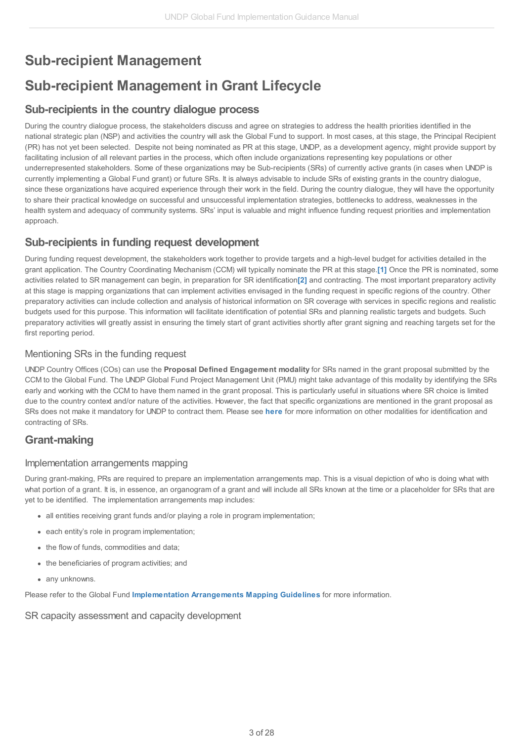# Sub-recipient Management

# Sub-recipient Management in Grant Lifecycle

## Sub-recipients in the country dialogue process

During the country dialogue process, the stakeholders discuss and agree on strategies to address the health priorities identified in the national strategic plan (NSP) and activities the country will ask the Global Fund to support. In most cases, at this stage, the Principal Recipient (PR) has not yet been selected. Despite not being nominated as PR at this stage, UNDP, as a development agency, might provide support by facilitating inclusion of all relevant parties in the process, which often include organizations representing key populations or other underrepresented stakeholders. Some of these organizations may be Sub-recipients (SRs) of currently active grants (in cases when UNDP is currently implementing a Global Fund grant) or future SRs. It is always advisable to include SRs of existing grants in the country dialogue, since these organizations have acquired experience through their work in the field. During the country dialogue, they will have the opportunity to share their practical knowledge on successful and unsuccessful implementation strategies, bottlenecks to address, weaknesses in the health system and adequacy of community systems. SRs' input is valuable and might influence funding request priorities and implementation approach.

## Sub-recipients in funding request development

During funding request development, the stakeholders work together to provide targets and a high-level budget for activities detailed in the grant application. The Country Coordinating Mechanism (CCM) will typically nominate the PR at this stage.[1] Once the PR is nominated, some activities related to SR management can begin, in preparation for SR identification[2] and contracting. The most important preparatory activity at this stage is mapping organizations that can implement activities envisaged in the funding request in specific regions of the country. Other preparatory activities can include collection and analysis of historical information on SR coverage with services in specific regions and realistic budgets used for this purpose. This information will facilitate identification of potential SRs and planning realistic targets and budgets. Such preparatory activities will greatly assist in ensuring the timely start of grant activities shortly after grant signing and reaching targets set for the first reporting period.

### Mentioning SRs in the funding request

UNDP Country Offices (COs) can use the **Proposal Defined Engagement modality** for SRs named in the grant proposal submitted by the CCM to the Global Fund. The UNDP Global Fund Project Management Unit (PMU) might take advantage of this modality by identifying the SRs early and working with the CCM to have them named in the grant proposal. This is particularly useful in situations where SR choice is limited due to the country context and/or nature of the activities. However, the fact that specific organizations are mentioned in the grant proposal as SRs does not make it mandatory for UNDP to contract them. Please see **here** for more information on other modalities for identification and contracting of SRs.

## Grant-making

### Implementation arrangements mapping

During grant-making, PRs are required to prepare an implementation arrangements map. This is a visual depiction of who is doing what with what portion of a grant. It is, in essence, an organogram of a grant and will include all SRs known at the time or a placeholder for SRs that are yet to be identified. The implementation arrangements map includes:

- all entities receiving grant funds and/or playing a role in program implementation;
- each entity's role in program implementation;
- the flow of funds, commodities and data;
- the beneficiaries of program activities; and
- any unknowns.

Please refer to the Global Fund **Implementation Arrangements Mapping Guidelines** for more information.

### SR capacity assessment and capacity development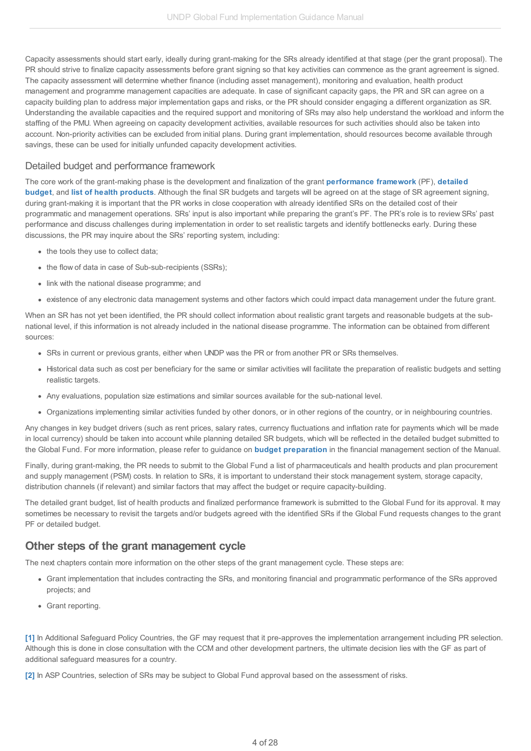Capacity assessments should start early, ideally during grant-making for the SRs already identified at that stage (per the grant proposal). The PR should strive to finalize capacity assessments before grant signing so that key activities can commence as the grant agreement is signed. The capacity assessment will determine whether finance (including asset management), monitoring and evaluation, health product management and programme management capacities are adequate. In case of significant capacity gaps, the PR and SR can agree on a capacity building plan to address major implementation gaps and risks, or the PR should consider engaging a different organization as SR. Understanding the available capacities and the required support and monitoring of SRs may also help understand the workload and inform the staffing of the PMU. When agreeing on capacity development activities, available resources for such activities should also be taken into account. Non-priority activities can be excluded from initial plans. During grant implementation, should resources become available through savings, these can be used for initially unfunded capacity development activities.

### Detailed budget and performance framework

The core work of the grant-making phase is the development and finalization of the grant **performance framework** (PF), **detailed budget**, and **list of health products**. Although the final SR budgets and targets will be agreed on at the stage of SR agreement signing, during grant-making it is important that the PR works in close cooperation with already identified SRs on the detailed cost of their programmatic and management operations. SRs' input is also important while preparing the grant's PF. The PR's role is to review SRs' past performance and discuss challenges during implementation in order to set realistic targets and identify bottlenecks early. During these discussions, the PR may inquire about the SRs' reporting system, including:

- the tools they use to collect data;
- the flow of data in case of Sub-sub-recipients (SSRs);
- link with the national disease programme; and
- existence of any electronic data management systems and other factors which could impact data management under the future grant.

When an SR has not yet been identified, the PR should collect information about realistic grant targets and reasonable budgets at the sub-national level, if this information is not already included in the national disease programme. The information can be obtained from different sources:

- SRs in current or previous grants, either when UNDP was the PR or from another PR or SRs themselves.
- Historical data such as cost per beneficiary for the same or similar activities will facilitate the preparation of realistic budgets and setting realistic targets.
- Any evaluations, population size estimations and similar sources available for the sub-national level.
- Organizations implementing similar activities funded by other donors, or in other regions of the country, or in neighbouring countries.

Any changes in key budget drivers (such as rent prices, salary rates, currency fluctuations and inflation rate for payments which will be made in local currency) should be taken into account while planning detailed SR budgets, which will be reflected in the detailed budget submitted to the Global Fund. For more information, please refer to guidance on **budget preparation** in the financial management section of the Manual.

Finally, during grant-making, the PR needs to submit to the Global Fund a list of pharmaceuticals and health products and plan procurement and supply management (PSM) costs. In relation to SRs, it is important to understand their stock management system, storage capacity, distribution channels (if relevant) and similar factors that may affect the budget or require capacity-building.

The detailed grant budget, list of health products and finalized performance framework is submitted to the Global Fund for its approval. It may sometimes be necessary to revisit the targets and/or budgets agreed with the identified SRs if the Global Fund requests changes to the grant PF or detailed budget.

## Other steps of the grant management cycle

The next chapters contain more information on the other steps of the grant management cycle. These steps are:

- Grant implementation that includes contracting the SRs, and monitoring financial and programmatic performance of the SRs approved projects; and
- Grant reporting.

[1] In Additional Safeguard Policy Countries, the GF may request that it pre-approves the implementation arrangement including PR selection. Although this is done in close consultation with the CCM and other development partners, the ultimate decision lies with the GF as part of additional safeguard measures for a country.

[2] In ASP Countries, selection of SRs may be subject to Global Fund approval based on the assessment of risks.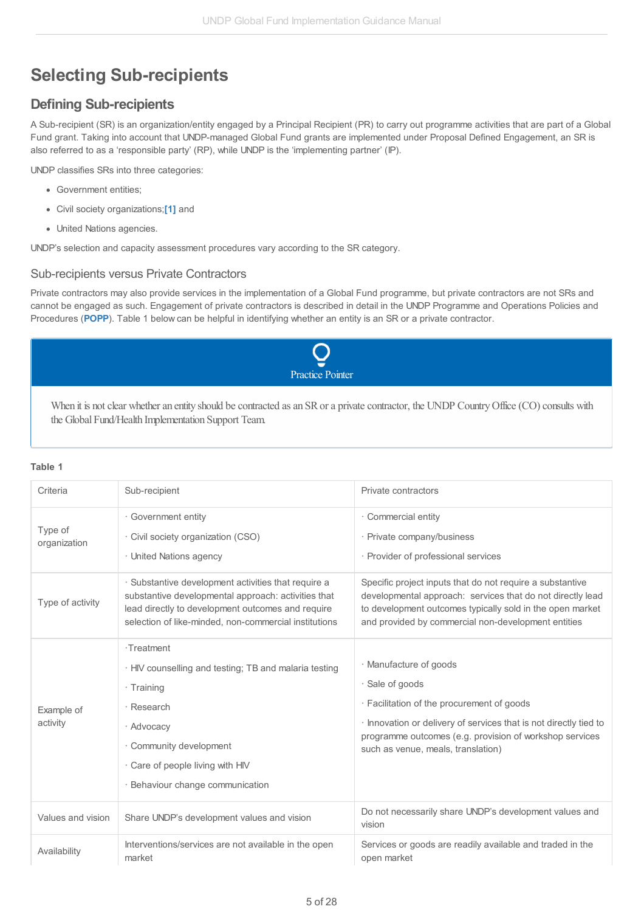# Selecting Sub-recipients

## Defining Sub-recipients

A Sub-recipient (SR) is an organization/entity engaged by a Principal Recipient (PR) to carry out programme activities that are part of a Global Fund grant. Taking into account that UNDP-managed Global Fund grants are implemented under Proposal Defined Engagement, an SR is also referred to as a 'responsible party' (RP), while UNDP is the 'implementing partner' (IP).

UNDP classifies SRs into three categories:

- Government entities;
- Civil society organizations;[1] and
- United Nations agencies.

UNDP's selection and capacity assessment procedures vary according to the SR category.

### Sub-recipients versus Private Contractors

Private contractors may also provide services in the implementation of a Global Fund programme, but private contractors are not SRs and cannot be engaged as such. Engagement of private contractors is described in detail in the UNDP Programme and Operations Policies and Procedures (**POPP**). Table 1 below can be helpful in identifying whether an entity is an SR or a private contractor.

> **Practice Pointer**
>
> When it is not clear whether an entity should be contracted as an SR or a private contractor, the UNDP Country Office (CO) consults with the Global Fund/Health Implementation Support Team.

**Table 1**

| Criteria | Sub-recipient | Private contractors |
|---|---|---|
| Type of organization | · Government entity<br>· Civil society organization (CSO)<br>· United Nations agency | · Commercial entity<br>· Private company/business<br>· Provider of professional services |
| Type of activity | · Substantive development activities that require a substantive developmental approach: activities that lead directly to development outcomes and require selection of like-minded, non-commercial institutions | Specific project inputs that do not require a substantive developmental approach: services that do not directly lead to development outcomes typically sold in the open market and provided by commercial non-development entities |
| Example of activity | ·Treatment<br>· HIV counselling and testing; TB and malaria testing<br>· Training<br>· Research<br>· Advocacy<br>· Community development<br>· Care of people living with HIV<br>· Behaviour change communication | · Manufacture of goods<br>· Sale of goods<br>· Facilitation of the procurement of goods<br>· Innovation or delivery of services that is not directly tied to programme outcomes (e.g. provision of workshop services such as venue, meals, translation) |
| Values and vision | Share UNDP's development values and vision | Do not necessarily share UNDP's development values and vision |
| Availability | Interventions/services are not available in the open market | Services or goods are readily available and traded in the open market |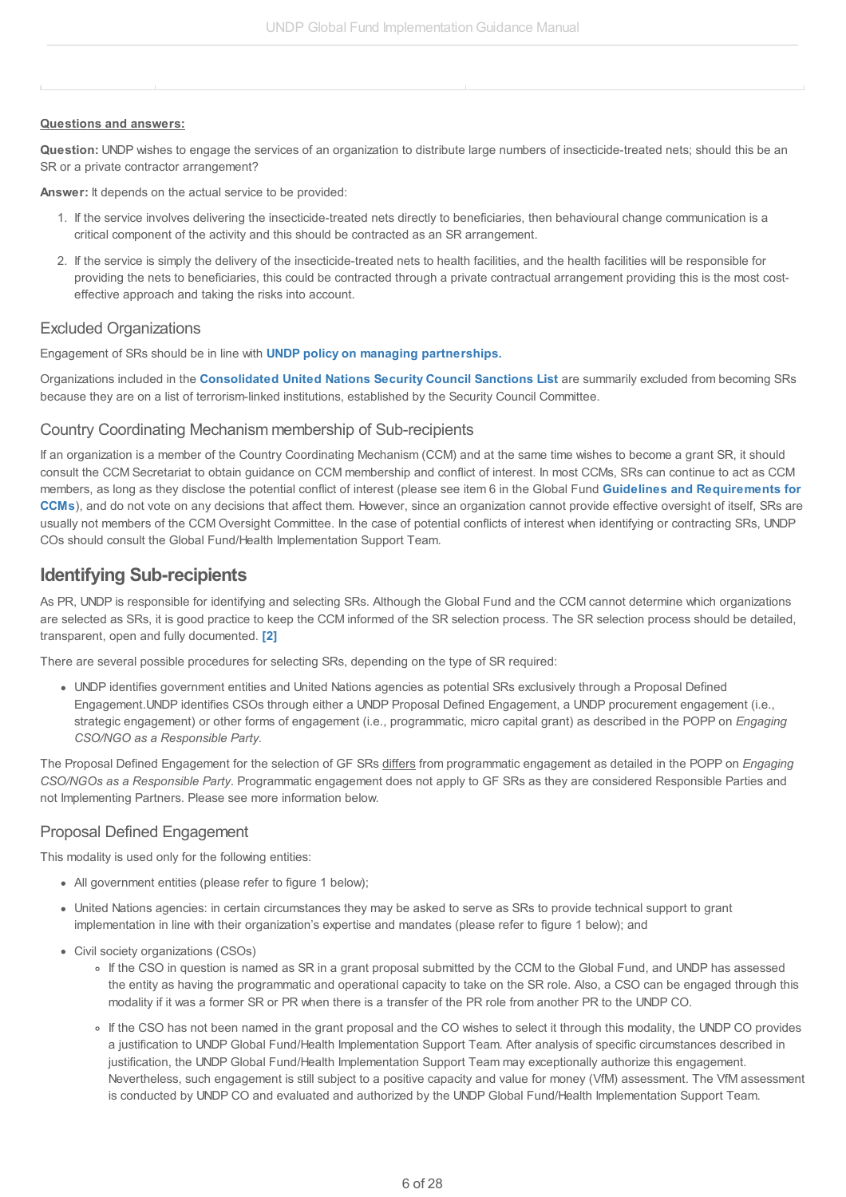**Questions and answers:**

**Question:** UNDP wishes to engage the services of an organization to distribute large numbers of insecticide-treated nets; should this be an SR or a private contractor arrangement?

**Answer:** It depends on the actual service to be provided:

1. If the service involves delivering the insecticide-treated nets directly to beneficiaries, then behavioural change communication is a critical component of the activity and this should be contracted as an SR arrangement.
2. If the service is simply the delivery of the insecticide-treated nets to health facilities, and the health facilities will be responsible for providing the nets to beneficiaries, this could be contracted through a private contractual arrangement providing this is the most cost-effective approach and taking the risks into account.

### Excluded Organizations

Engagement of SRs should be in line with **UNDP policy on managing partnerships.**

Organizations included in the **Consolidated United Nations Security Council Sanctions List** are summarily excluded from becoming SRs because they are on a list of terrorism-linked institutions, established by the Security Council Committee.

### Country Coordinating Mechanism membership of Sub-recipients

If an organization is a member of the Country Coordinating Mechanism (CCM) and at the same time wishes to become a grant SR, it should consult the CCM Secretariat to obtain guidance on CCM membership and conflict of interest. In most CCMs, SRs can continue to act as CCM members, as long as they disclose the potential conflict of interest (please see item 6 in the Global Fund **Guidelines and Requirements for CCMs**), and do not vote on any decisions that affect them. However, since an organization cannot provide effective oversight of itself, SRs are usually not members of the CCM Oversight Committee. In the case of potential conflicts of interest when identifying or contracting SRs, UNDP COs should consult the Global Fund/Health Implementation Support Team.

## Identifying Sub-recipients

As PR, UNDP is responsible for identifying and selecting SRs. Although the Global Fund and the CCM cannot determine which organizations are selected as SRs, it is good practice to keep the CCM informed of the SR selection process. The SR selection process should be detailed, transparent, open and fully documented. **[2]**

There are several possible procedures for selecting SRs, depending on the type of SR required:

- UNDP identifies government entities and United Nations agencies as potential SRs exclusively through a Proposal Defined Engagement.UNDP identifies CSOs through either a UNDP Proposal Defined Engagement, a UNDP procurement engagement (i.e., strategic engagement) or other forms of engagement (i.e., programmatic, micro capital grant) as described in the POPP on *Engaging CSO/NGO as a Responsible Party*.

The Proposal Defined Engagement for the selection of GF SRs differs from programmatic engagement as detailed in the POPP on *Engaging CSO/NGOs as a Responsible Party*. Programmatic engagement does not apply to GF SRs as they are considered Responsible Parties and not Implementing Partners. Please see more information below.

### Proposal Defined Engagement

This modality is used only for the following entities:

- All government entities (please refer to figure 1 below);
- United Nations agencies: in certain circumstances they may be asked to serve as SRs to provide technical support to grant implementation in line with their organization's expertise and mandates (please refer to figure 1 below); and
- Civil society organizations (CSOs)
  - If the CSO in question is named as SR in a grant proposal submitted by the CCM to the Global Fund, and UNDP has assessed the entity as having the programmatic and operational capacity to take on the SR role. Also, a CSO can be engaged through this modality if it was a former SR or PR when there is a transfer of the PR role from another PR to the UNDP CO.
  - If the CSO has not been named in the grant proposal and the CO wishes to select it through this modality, the UNDP CO provides a justification to UNDP Global Fund/Health Implementation Support Team. After analysis of specific circumstances described in justification, the UNDP Global Fund/Health Implementation Support Team may exceptionally authorize this engagement. Nevertheless, such engagement is still subject to a positive capacity and value for money (VfM) assessment. The VfM assessment is conducted by UNDP CO and evaluated and authorized by the UNDP Global Fund/Health Implementation Support Team.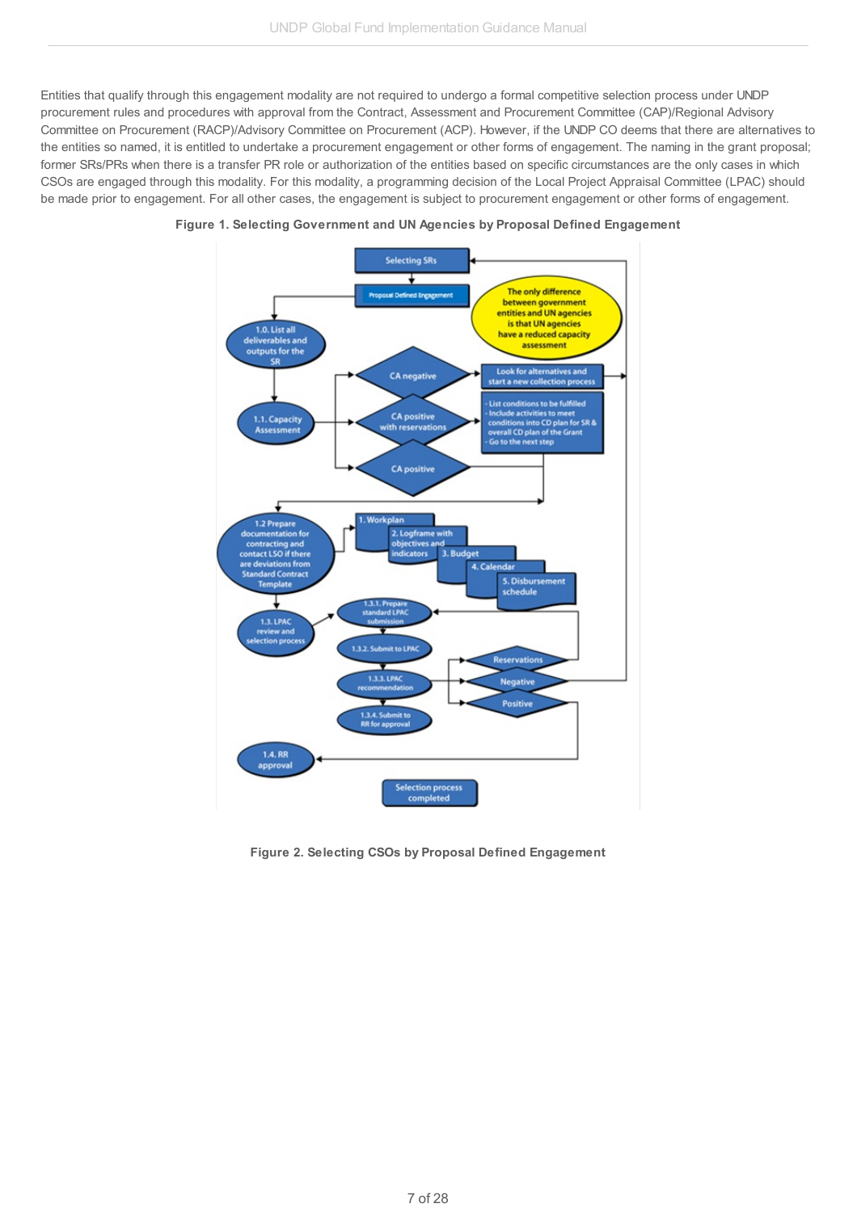Entities that qualify through this engagement modality are not required to undergo a formal competitive selection process under UNDP procurement rules and procedures with approval from the Contract, Assessment and Procurement Committee (CAP)/Regional Advisory Committee on Procurement (RACP)/Advisory Committee on Procurement (ACP). However, if the UNDP CO deems that there are alternatives to the entities so named, it is entitled to undertake a procurement engagement or other forms of engagement. The naming in the grant proposal; former SRs/PRs when there is a transfer PR role or authorization of the entities based on specific circumstances are the only cases in which CSOs are engaged through this modality. For this modality, a programming decision of the Local Project Appraisal Committee (LPAC) should be made prior to engagement. For all other cases, the engagement is subject to procurement engagement or other forms of engagement.

**Figure 1. Selecting Government and UN Agencies by Proposal Defined Engagement**

**Figure 2. Selecting CSOs by Proposal Defined Engagement**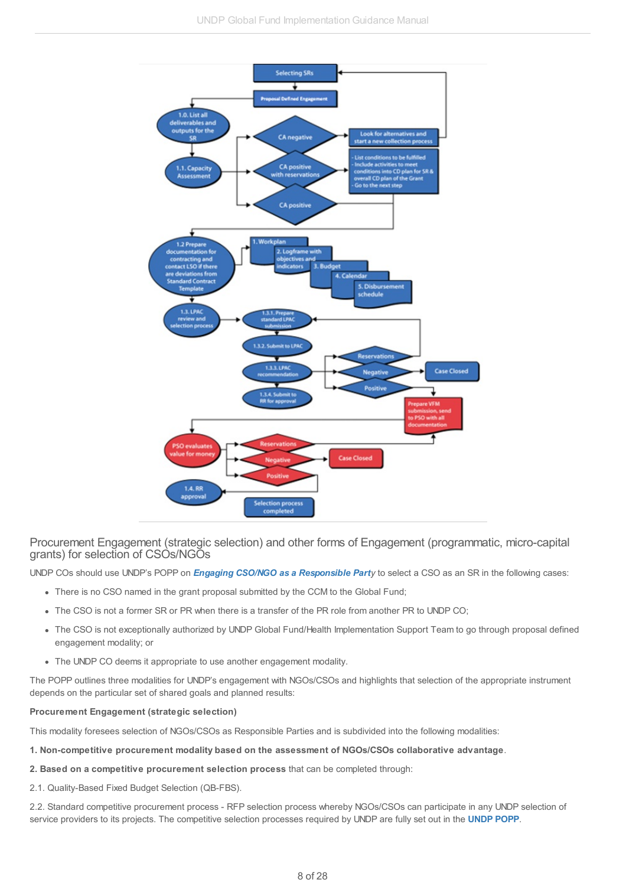## Procurement Engagement (strategic selection) and other forms of Engagement (programmatic, micro-capital grants) for selection of CSOs/NGOs

UNDP COs should use UNDP's POPP on ***Engaging CSO/NGO as a Responsible Party*** to select a CSO as an SR in the following cases:

- There is no CSO named in the grant proposal submitted by the CCM to the Global Fund;
- The CSO is not a former SR or PR when there is a transfer of the PR role from another PR to UNDP CO;
- The CSO is not exceptionally authorized by UNDP Global Fund/Health Implementation Support Team to go through proposal defined engagement modality; or
- The UNDP CO deems it appropriate to use another engagement modality.

The POPP outlines three modalities for UNDP's engagement with NGOs/CSOs and highlights that selection of the appropriate instrument depends on the particular set of shared goals and planned results:

**Procurement Engagement (strategic selection)**

This modality foresees selection of NGOs/CSOs as Responsible Parties and is subdivided into the following modalities:

**1. Non-competitive procurement modality based on the assessment of NGOs/CSOs collaborative advantage**.

**2. Based on a competitive procurement selection process** that can be completed through:

2.1. Quality-Based Fixed Budget Selection (QB-FBS).

2.2. Standard competitive procurement process - RFP selection process whereby NGOs/CSOs can participate in any UNDP selection of service providers to its projects. The competitive selection processes required by UNDP are fully set out in the **UNDP POPP**.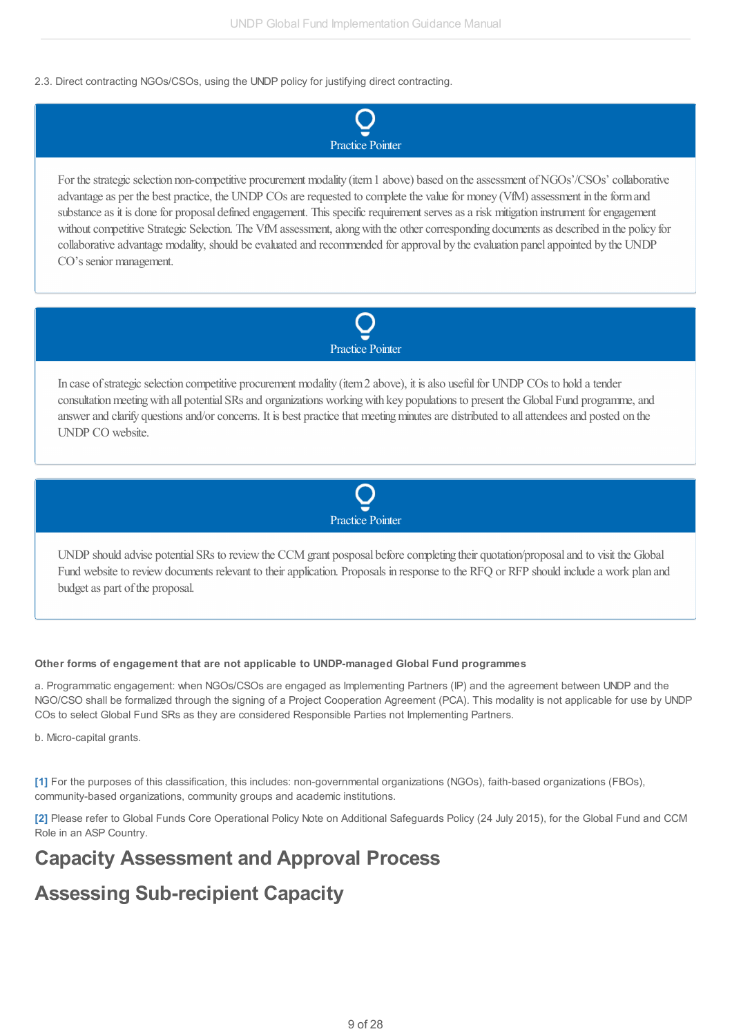2.3. Direct contracting NGOs/CSOs, using the UNDP policy for justifying direct contracting.

> **Practice Pointer**
>
> For the strategic selection non-competitive procurement modality (item 1 above) based on the assessment of NGOs'/CSOs' collaborative advantage as per the best practice, the UNDP COs are requested to complete the value for money (VfM) assessment in the form and substance as it is done for proposal defined engagement. This specific requirement serves as a risk mitigation instrument for engagement without competitive Strategic Selection. The VfM assessment, along with the other corresponding documents as described in the policy for collaborative advantage modality, should be evaluated and recommended for approval by the evaluation panel appointed by the UNDP CO's senior management.

> **Practice Pointer**
>
> In case of strategic selection competitive procurement modality (item 2 above), it is also useful for UNDP COs to hold a tender consultation meeting with all potential SRs and organizations working with key populations to present the Global Fund programme, and answer and clarify questions and/or concerns. It is best practice that meeting minutes are distributed to all attendees and posted on the UNDP CO website.

> **Practice Pointer**
>
> UNDP should advise potential SRs to review the CCM grant posposal before completing their quotation/proposal and to visit the Global Fund website to review documents relevant to their application. Proposals in response to the RFQ or RFP should include a work plan and budget as part of the proposal.

**Other forms of engagement that are not applicable to UNDP-managed Global Fund programmes**

a. Programmatic engagement: when NGOs/CSOs are engaged as Implementing Partners (IP) and the agreement between UNDP and the NGO/CSO shall be formalized through the signing of a Project Cooperation Agreement (PCA). This modality is not applicable for use by UNDP COs to select Global Fund SRs as they are considered Responsible Parties not Implementing Partners.

b. Micro-capital grants.

[1] For the purposes of this classification, this includes: non-governmental organizations (NGOs), faith-based organizations (FBOs), community-based organizations, community groups and academic institutions.

[2] Please refer to Global Funds Core Operational Policy Note on Additional Safeguards Policy (24 July 2015), for the Global Fund and CCM Role in an ASP Country.

# Capacity Assessment and Approval Process

# Assessing Sub-recipient Capacity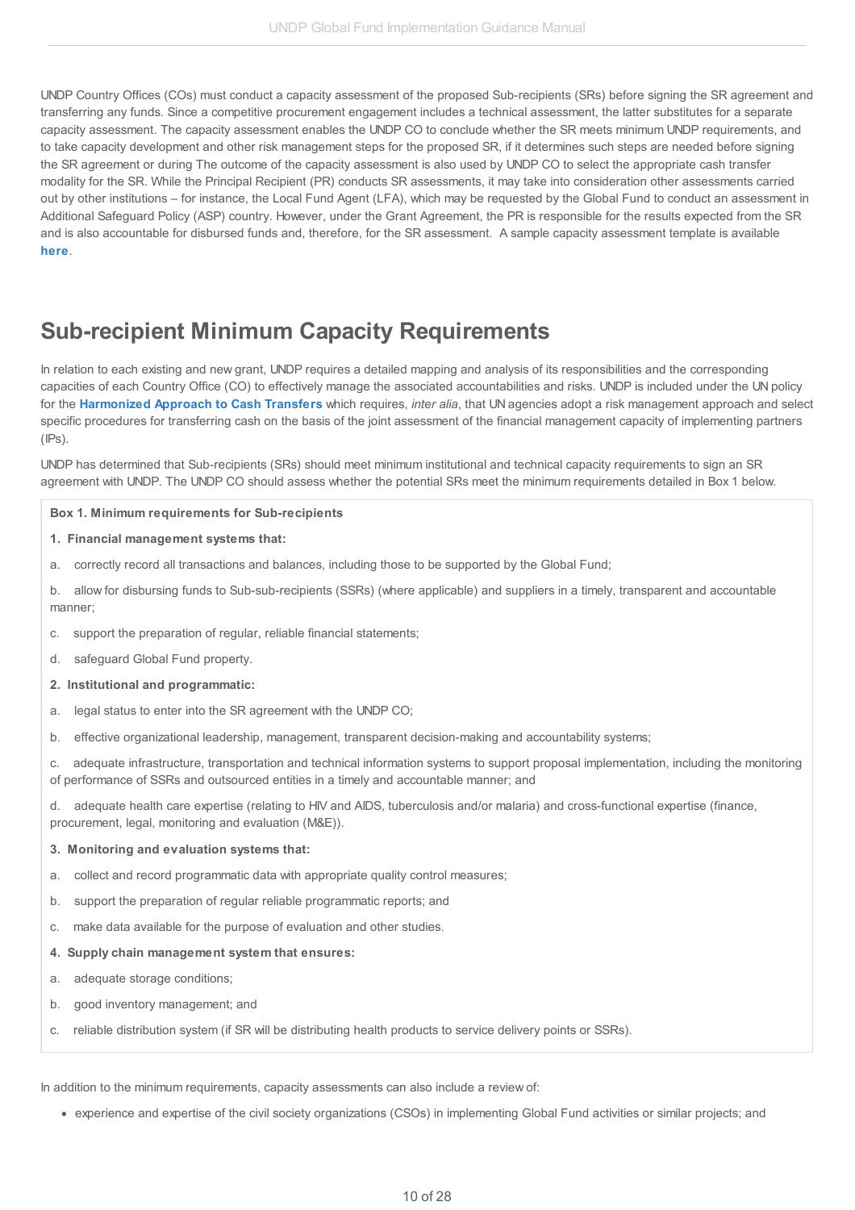UNDP Country Offices (COs) must conduct a capacity assessment of the proposed Sub-recipients (SRs) before signing the SR agreement and transferring any funds. Since a competitive procurement engagement includes a technical assessment, the latter substitutes for a separate capacity assessment. The capacity assessment enables the UNDP CO to conclude whether the SR meets minimum UNDP requirements, and to take capacity development and other risk management steps for the proposed SR, if it determines such steps are needed before signing the SR agreement or during The outcome of the capacity assessment is also used by UNDP CO to select the appropriate cash transfer modality for the SR. While the Principal Recipient (PR) conducts SR assessments, it may take into consideration other assessments carried out by other institutions – for instance, the Local Fund Agent (LFA), which may be requested by the Global Fund to conduct an assessment in Additional Safeguard Policy (ASP) country. However, under the Grant Agreement, the PR is responsible for the results expected from the SR and is also accountable for disbursed funds and, therefore, for the SR assessment. A sample capacity assessment template is available **here**.

## Sub-recipient Minimum Capacity Requirements

In relation to each existing and new grant, UNDP requires a detailed mapping and analysis of its responsibilities and the corresponding capacities of each Country Office (CO) to effectively manage the associated accountabilities and risks. UNDP is included under the UN policy for the **Harmonized Approach to Cash Transfers** which requires, *inter alia*, that UN agencies adopt a risk management approach and select specific procedures for transferring cash on the basis of the joint assessment of the financial management capacity of implementing partners (IPs).

UNDP has determined that Sub-recipients (SRs) should meet minimum institutional and technical capacity requirements to sign an SR agreement with UNDP. The UNDP CO should assess whether the potential SRs meet the minimum requirements detailed in Box 1 below.

**Box 1. Minimum requirements for Sub-recipients**

**1. Financial management systems that:**

a. correctly record all transactions and balances, including those to be supported by the Global Fund;

b. allow for disbursing funds to Sub-sub-recipients (SSRs) (where applicable) and suppliers in a timely, transparent and accountable manner;

c. support the preparation of regular, reliable financial statements;

d. safeguard Global Fund property.

**2. Institutional and programmatic:**

a. legal status to enter into the SR agreement with the UNDP CO;

b. effective organizational leadership, management, transparent decision-making and accountability systems;

c. adequate infrastructure, transportation and technical information systems to support proposal implementation, including the monitoring of performance of SSRs and outsourced entities in a timely and accountable manner; and

d. adequate health care expertise (relating to HIV and AIDS, tuberculosis and/or malaria) and cross-functional expertise (finance, procurement, legal, monitoring and evaluation (M&E)).

**3. Monitoring and evaluation systems that:**

a. collect and record programmatic data with appropriate quality control measures;

b. support the preparation of regular reliable programmatic reports; and

c. make data available for the purpose of evaluation and other studies.

**4. Supply chain management system that ensures:**

a. adequate storage conditions;

b. good inventory management; and

c. reliable distribution system (if SR will be distributing health products to service delivery points or SSRs).

In addition to the minimum requirements, capacity assessments can also include a review of:

- experience and expertise of the civil society organizations (CSOs) in implementing Global Fund activities or similar projects; and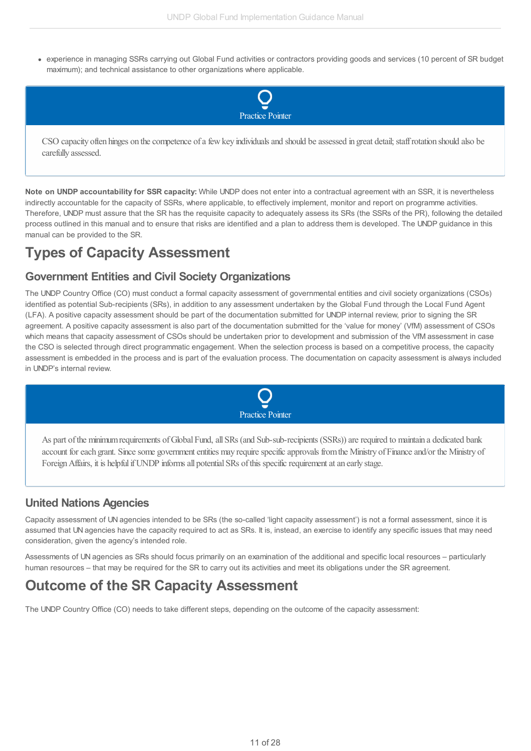- experience in managing SSRs carrying out Global Fund activities or contractors providing goods and services (10 percent of SR budget maximum); and technical assistance to other organizations where applicable.

> **Practice Pointer**
>
> CSO capacity often hinges on the competence of a few key individuals and should be assessed in great detail; staff rotation should also be carefully assessed.

**Note on UNDP accountability for SSR capacity:** While UNDP does not enter into a contractual agreement with an SSR, it is nevertheless indirectly accountable for the capacity of SSRs, where applicable, to effectively implement, monitor and report on programme activities. Therefore, UNDP must assure that the SR has the requisite capacity to adequately assess its SRs (the SSRs of the PR), following the detailed process outlined in this manual and to ensure that risks are identified and a plan to address them is developed. The UNDP guidance in this manual can be provided to the SR.

# Types of Capacity Assessment

## Government Entities and Civil Society Organizations

The UNDP Country Office (CO) must conduct a formal capacity assessment of governmental entities and civil society organizations (CSOs) identified as potential Sub-recipients (SRs), in addition to any assessment undertaken by the Global Fund through the Local Fund Agent (LFA). A positive capacity assessment should be part of the documentation submitted for UNDP internal review, prior to signing the SR agreement. A positive capacity assessment is also part of the documentation submitted for the 'value for money' (VfM) assessment of CSOs which means that capacity assessment of CSOs should be undertaken prior to development and submission of the VfM assessment in case the CSO is selected through direct programmatic engagement. When the selection process is based on a competitive process, the capacity assessment is embedded in the process and is part of the evaluation process. The documentation on capacity assessment is always included in UNDP's internal review.

> **Practice Pointer**
>
> As part of the minimum requirements of Global Fund, all SRs (and Sub-sub-recipients (SSRs)) are required to maintain a dedicated bank account for each grant. Since some government entities may require specific approvals from the Ministry of Finance and/or the Ministry of Foreign Affairs, it is helpful if UNDP informs all potential SRs of this specific requirement at an early stage.

## United Nations Agencies

Capacity assessment of UN agencies intended to be SRs (the so-called 'light capacity assessment') is not a formal assessment, since it is assumed that UN agencies have the capacity required to act as SRs. It is, instead, an exercise to identify any specific issues that may need consideration, given the agency's intended role.

Assessments of UN agencies as SRs should focus primarily on an examination of the additional and specific local resources – particularly human resources – that may be required for the SR to carry out its activities and meet its obligations under the SR agreement.

# Outcome of the SR Capacity Assessment

The UNDP Country Office (CO) needs to take different steps, depending on the outcome of the capacity assessment: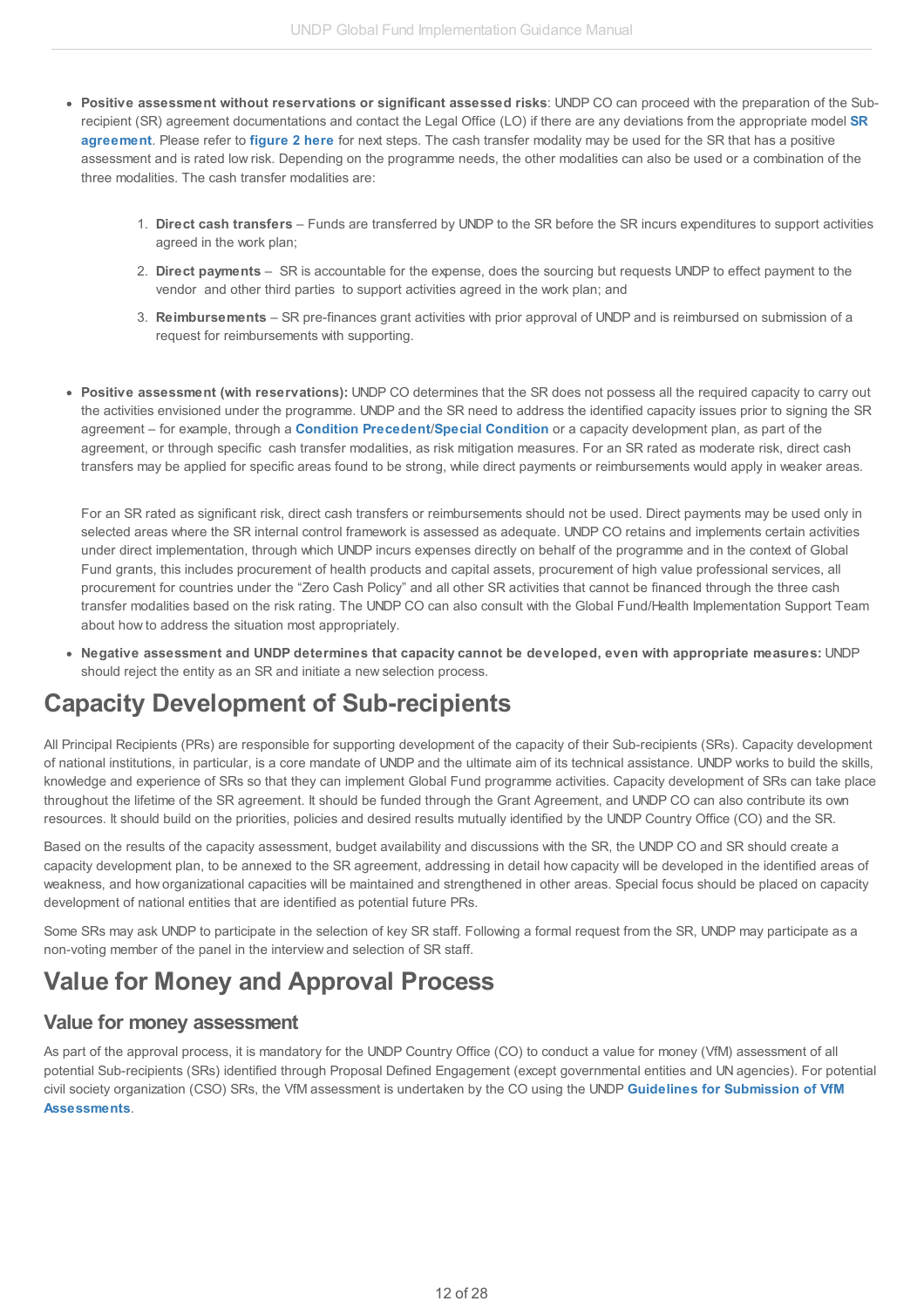- **Positive assessment without reservations or significant assessed risks**: UNDP CO can proceed with the preparation of the Sub-recipient (SR) agreement documentations and contact the Legal Office (LO) if there are any deviations from the appropriate model **SR agreement**. Please refer to **figure 2 here** for next steps. The cash transfer modality may be used for the SR that has a positive assessment and is rated low risk. Depending on the programme needs, the other modalities can also be used or a combination of the three modalities. The cash transfer modalities are:

    1. **Direct cash transfers** – Funds are transferred by UNDP to the SR before the SR incurs expenditures to support activities agreed in the work plan;
    2. **Direct payments** – SR is accountable for the expense, does the sourcing but requests UNDP to effect payment to the vendor and other third parties to support activities agreed in the work plan; and
    3. **Reimbursements** – SR pre-finances grant activities with prior approval of UNDP and is reimbursed on submission of a request for reimbursements with supporting.

- **Positive assessment (with reservations):** UNDP CO determines that the SR does not possess all the required capacity to carry out the activities envisioned under the programme. UNDP and the SR need to address the identified capacity issues prior to signing the SR agreement – for example, through a **Condition Precedent**/**Special Condition** or a capacity development plan, as part of the agreement, or through specific cash transfer modalities, as risk mitigation measures. For an SR rated as moderate risk, direct cash transfers may be applied for specific areas found to be strong, while direct payments or reimbursements would apply in weaker areas.

    For an SR rated as significant risk, direct cash transfers or reimbursements should not be used. Direct payments may be used only in selected areas where the SR internal control framework is assessed as adequate. UNDP CO retains and implements certain activities under direct implementation, through which UNDP incurs expenses directly on behalf of the programme and in the context of Global Fund grants, this includes procurement of health products and capital assets, procurement of high value professional services, all procurement for countries under the "Zero Cash Policy" and all other SR activities that cannot be financed through the three cash transfer modalities based on the risk rating. The UNDP CO can also consult with the Global Fund/Health Implementation Support Team about how to address the situation most appropriately.

- **Negative assessment and UNDP determines that capacity cannot be developed, even with appropriate measures:** UNDP should reject the entity as an SR and initiate a new selection process.

# Capacity Development of Sub-recipients

All Principal Recipients (PRs) are responsible for supporting development of the capacity of their Sub-recipients (SRs). Capacity development of national institutions, in particular, is a core mandate of UNDP and the ultimate aim of its technical assistance. UNDP works to build the skills, knowledge and experience of SRs so that they can implement Global Fund programme activities. Capacity development of SRs can take place throughout the lifetime of the SR agreement. It should be funded through the Grant Agreement, and UNDP CO can also contribute its own resources. It should build on the priorities, policies and desired results mutually identified by the UNDP Country Office (CO) and the SR.

Based on the results of the capacity assessment, budget availability and discussions with the SR, the UNDP CO and SR should create a capacity development plan, to be annexed to the SR agreement, addressing in detail how capacity will be developed in the identified areas of weakness, and how organizational capacities will be maintained and strengthened in other areas. Special focus should be placed on capacity development of national entities that are identified as potential future PRs.

Some SRs may ask UNDP to participate in the selection of key SR staff. Following a formal request from the SR, UNDP may participate as a non-voting member of the panel in the interview and selection of SR staff.

# Value for Money and Approval Process

## Value for money assessment

As part of the approval process, it is mandatory for the UNDP Country Office (CO) to conduct a value for money (VfM) assessment of all potential Sub-recipients (SRs) identified through Proposal Defined Engagement (except governmental entities and UN agencies). For potential civil society organization (CSO) SRs, the VfM assessment is undertaken by the CO using the UNDP **Guidelines for Submission of VfM Assessments**.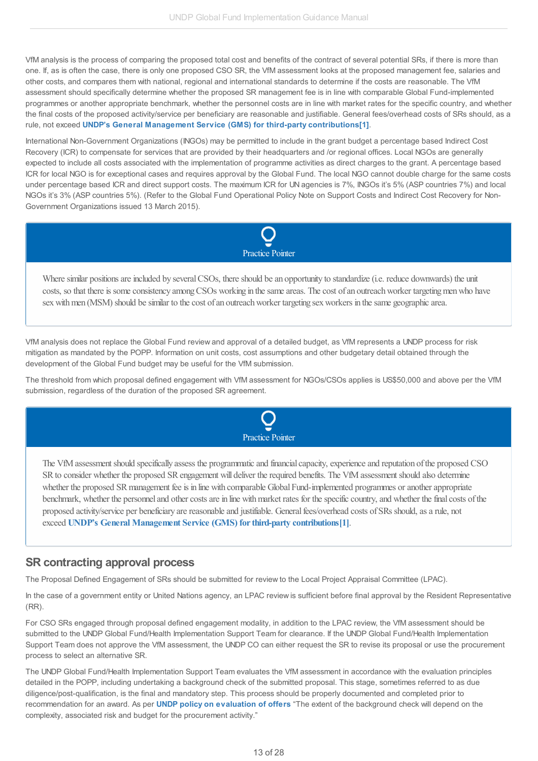VfM analysis is the process of comparing the proposed total cost and benefits of the contract of several potential SRs, if there is more than one. If, as is often the case, there is only one proposed CSO SR, the VfM assessment looks at the proposed management fee, salaries and other costs, and compares them with national, regional and international standards to determine if the costs are reasonable. The VfM assessment should specifically determine whether the proposed SR management fee is in line with comparable Global Fund-implemented programmes or another appropriate benchmark, whether the personnel costs are in line with market rates for the specific country, and whether the final costs of the proposed activity/service per beneficiary are reasonable and justifiable. General fees/overhead costs of SRs should, as a rule, not exceed **UNDP's General Management Service (GMS) for third-party contributions[1]**.

International Non-Government Organizations (INGOs) may be permitted to include in the grant budget a percentage based Indirect Cost Recovery (ICR) to compensate for services that are provided by their headquarters and /or regional offices. Local NGOs are generally expected to include all costs associated with the implementation of programme activities as direct charges to the grant. A percentage based ICR for local NGO is for exceptional cases and requires approval by the Global Fund. The local NGO cannot double charge for the same costs under percentage based ICR and direct support costs. The maximum ICR for UN agencies is 7%, INGOs it's 5% (ASP countries 7%) and local NGOs it's 3% (ASP countries 5%). (Refer to the Global Fund Operational Policy Note on Support Costs and Indirect Cost Recovery for Non-Government Organizations issued 13 March 2015).

> **Practice Pointer**
>
> Where similar positions are included by several CSOs, there should be an opportunity to standardize (i.e. reduce downwards) the unit costs, so that there is some consistency among CSOs working in the same areas. The cost of an outreach worker targeting men who have sex with men (MSM) should be similar to the cost of an outreach worker targeting sex workers in the same geographic area.

VfM analysis does not replace the Global Fund review and approval of a detailed budget, as VfM represents a UNDP process for risk mitigation as mandated by the POPP. Information on unit costs, cost assumptions and other budgetary detail obtained through the development of the Global Fund budget may be useful for the VfM submission.

The threshold from which proposal defined engagement with VfM assessment for NGOs/CSOs applies is US$50,000 and above per the VfM submission, regardless of the duration of the proposed SR agreement.

> **Practice Pointer**
>
> The VfM assessment should specifically assess the programmatic and financial capacity, experience and reputation of the proposed CSO SR to consider whether the proposed SR engagement will deliver the required benefits. The VfM assessment should also determine whether the proposed SR management fee is in line with comparable Global Fund-implemented programmes or another appropriate benchmark, whether the personnel and other costs are in line with market rates for the specific country, and whether the final costs of the proposed activity/service per beneficiary are reasonable and justifiable. General fees/overhead costs of SRs should, as a rule, not exceed **UNDP's General Management Service (GMS) for third-party contributions[1]**.

## SR contracting approval process

The Proposal Defined Engagement of SRs should be submitted for review to the Local Project Appraisal Committee (LPAC).

In the case of a government entity or United Nations agency, an LPAC review is sufficient before final approval by the Resident Representative (RR).

For CSO SRs engaged through proposal defined engagement modality, in addition to the LPAC review, the VfM assessment should be submitted to the UNDP Global Fund/Health Implementation Support Team for clearance. If the UNDP Global Fund/Health Implementation Support Team does not approve the VfM assessment, the UNDP CO can either request the SR to revise its proposal or use the procurement process to select an alternative SR.

The UNDP Global Fund/Health Implementation Support Team evaluates the VfM assessment in accordance with the evaluation principles detailed in the POPP, including undertaking a background check of the submitted proposal. This stage, sometimes referred to as due diligence/post-qualification, is the final and mandatory step. This process should be properly documented and completed prior to recommendation for an award. As per **UNDP policy on evaluation of offers** "The extent of the background check will depend on the complexity, associated risk and budget for the procurement activity."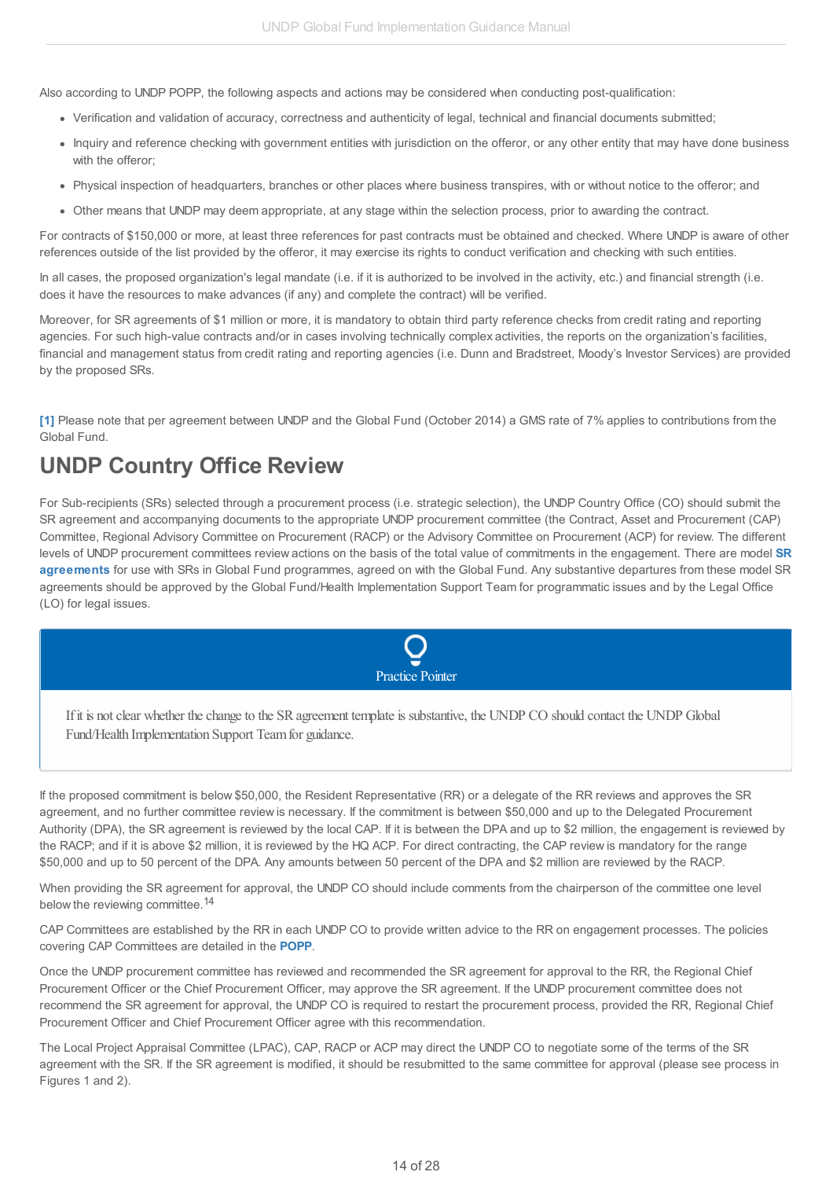Also according to UNDP POPP, the following aspects and actions may be considered when conducting post-qualification:

- Verification and validation of accuracy, correctness and authenticity of legal, technical and financial documents submitted;
- Inquiry and reference checking with government entities with jurisdiction on the offeror, or any other entity that may have done business with the offeror;
- Physical inspection of headquarters, branches or other places where business transpires, with or without notice to the offeror; and
- Other means that UNDP may deem appropriate, at any stage within the selection process, prior to awarding the contract.

For contracts of $150,000 or more, at least three references for past contracts must be obtained and checked. Where UNDP is aware of other references outside of the list provided by the offeror, it may exercise its rights to conduct verification and checking with such entities.

In all cases, the proposed organization's legal mandate (i.e. if it is authorized to be involved in the activity, etc.) and financial strength (i.e. does it have the resources to make advances (if any) and complete the contract) will be verified.

Moreover, for SR agreements of $1 million or more, it is mandatory to obtain third party reference checks from credit rating and reporting agencies. For such high-value contracts and/or in cases involving technically complex activities, the reports on the organization's facilities, financial and management status from credit rating and reporting agencies (i.e. Dunn and Bradstreet, Moody's Investor Services) are provided by the proposed SRs.

[1] Please note that per agreement between UNDP and the Global Fund (October 2014) a GMS rate of 7% applies to contributions from the Global Fund.

## UNDP Country Office Review

For Sub-recipients (SRs) selected through a procurement process (i.e. strategic selection), the UNDP Country Office (CO) should submit the SR agreement and accompanying documents to the appropriate UNDP procurement committee (the Contract, Asset and Procurement (CAP) Committee, Regional Advisory Committee on Procurement (RACP) or the Advisory Committee on Procurement (ACP) for review. The different levels of UNDP procurement committees review actions on the basis of the total value of commitments in the engagement. There are model **SR agreements** for use with SRs in Global Fund programmes, agreed on with the Global Fund. Any substantive departures from these model SR agreements should be approved by the Global Fund/Health Implementation Support Team for programmatic issues and by the Legal Office (LO) for legal issues.

> **Practice Pointer**
>
> If it is not clear whether the change to the SR agreement template is substantive, the UNDP CO should contact the UNDP Global Fund/Health Implementation Support Team for guidance.

If the proposed commitment is below $50,000, the Resident Representative (RR) or a delegate of the RR reviews and approves the SR agreement, and no further committee review is necessary. If the commitment is between $50,000 and up to the Delegated Procurement Authority (DPA), the SR agreement is reviewed by the local CAP. If it is between the DPA and up to $2 million, the engagement is reviewed by the RACP; and if it is above $2 million, it is reviewed by the HQ ACP. For direct contracting, the CAP review is mandatory for the range $50,000 and up to 50 percent of the DPA. Any amounts between 50 percent of the DPA and $2 million are reviewed by the RACP.

When providing the SR agreement for approval, the UNDP CO should include comments from the chairperson of the committee one level below the reviewing committee.[14]

CAP Committees are established by the RR in each UNDP CO to provide written advice to the RR on engagement processes. The policies covering CAP Committees are detailed in the **POPP**.

Once the UNDP procurement committee has reviewed and recommended the SR agreement for approval to the RR, the Regional Chief Procurement Officer or the Chief Procurement Officer, may approve the SR agreement. If the UNDP procurement committee does not recommend the SR agreement for approval, the UNDP CO is required to restart the procurement process, provided the RR, Regional Chief Procurement Officer and Chief Procurement Officer agree with this recommendation.

The Local Project Appraisal Committee (LPAC), CAP, RACP or ACP may direct the UNDP CO to negotiate some of the terms of the SR agreement with the SR. If the SR agreement is modified, it should be resubmitted to the same committee for approval (please see process in Figures 1 and 2).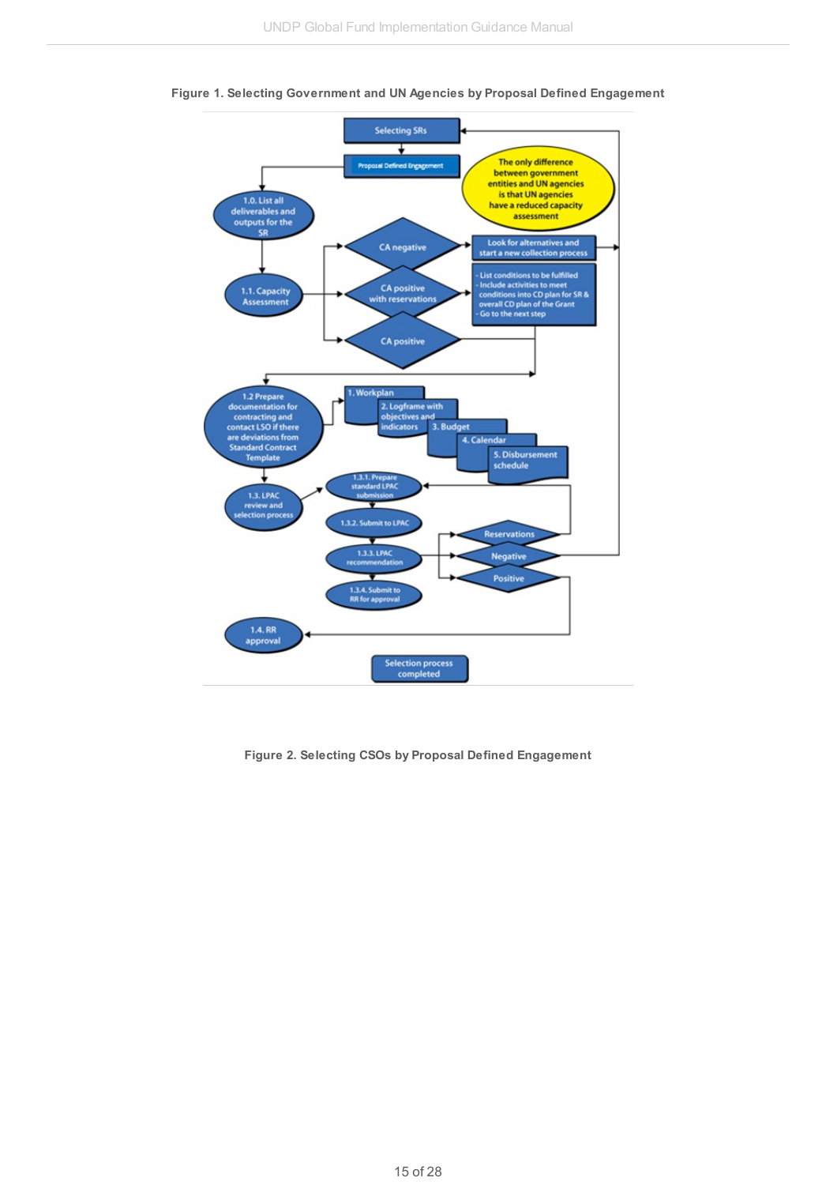**Figure 1. Selecting Government and UN Agencies by Proposal Defined Engagement**

Selecting SRs

Proposal Defined Engagement

The only difference between government entities and UN agencies is that UN agencies have a reduced capacity assessment

1.0. List all deliverables and outputs for the SR

1.1. Capacity Assessment

CA negative

Look for alternatives and start a new collection process

CA positive with reservations

- List conditions to be fulfilled
- Include activities to meet conditions into CD plan for SR & overall CD plan of the Grant
- Go to the next step

CA positive

1.2 Prepare documentation for contracting and contact LSO if there are deviations from Standard Contract Template

1. Workplan

2. Logframe with objectives and indicators

3. Budget

4. Calendar

5. Disbursement schedule

1.3. LPAC review and selection process

1.3.1. Prepare standard LPAC submission

1.3.2. Submit to LPAC

1.3.3. LPAC recommendation

1.3.4. Submit to RR for approval

Reservations

Negative

Positive

1.4. RR approval

Selection process completed

**Figure 2. Selecting CSOs by Proposal Defined Engagement**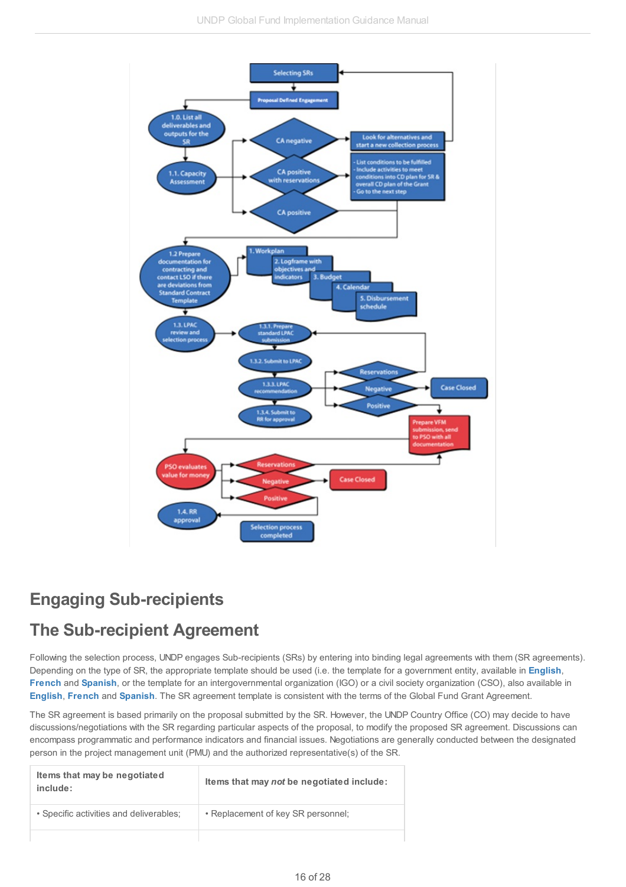## Engaging Sub-recipients

## The Sub-recipient Agreement

Following the selection process, UNDP engages Sub-recipients (SRs) by entering into binding legal agreements with them (SR agreements). Depending on the type of SR, the appropriate template should be used (i.e. the template for a government entity, available in **English**, **French** and **Spanish**, or the template for an intergovernmental organization (IGO) or a civil society organization (CSO), also available in **English**, **French** and **Spanish**. The SR agreement template is consistent with the terms of the Global Fund Grant Agreement.

The SR agreement is based primarily on the proposal submitted by the SR. However, the UNDP Country Office (CO) may decide to have discussions/negotiations with the SR regarding particular aspects of the proposal, to modify the proposed SR agreement. Discussions can encompass programmatic and performance indicators and financial issues. Negotiations are generally conducted between the designated person in the project management unit (PMU) and the authorized representative(s) of the SR.

| Items that may be negotiated include: | Items that may *not* be negotiated include: |
|---|---|
| • Specific activities and deliverables; | • Replacement of key SR personnel; |
| | |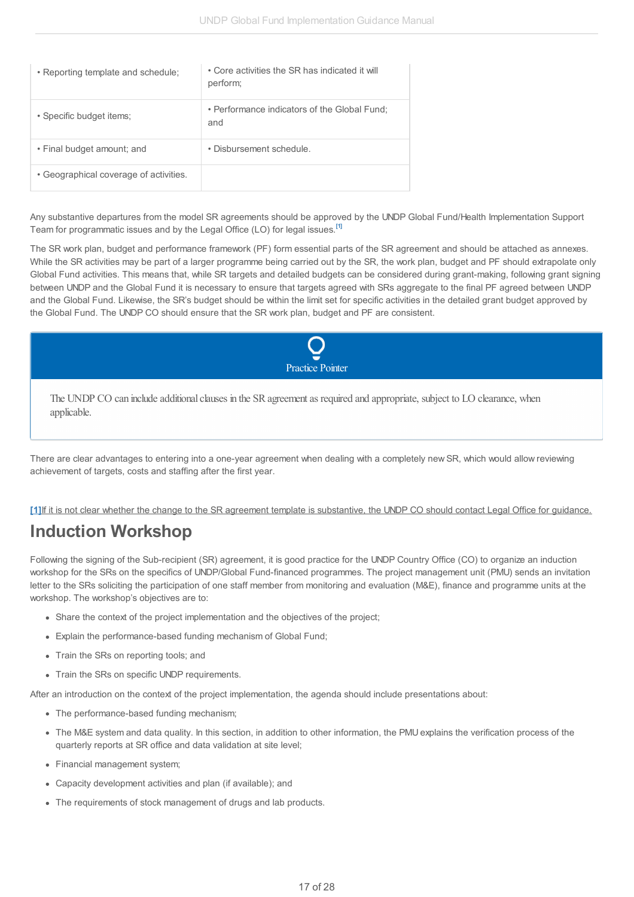| • Reporting template and schedule; | • Core activities the SR has indicated it will perform; |
|---|---|
| • Specific budget items; | • Performance indicators of the Global Fund; and |
| • Final budget amount; and | • Disbursement schedule. |
| • Geographical coverage of activities. | |

Any substantive departures from the model SR agreements should be approved by the UNDP Global Fund/Health Implementation Support Team for programmatic issues and by the Legal Office (LO) for legal issues.[1]

The SR work plan, budget and performance framework (PF) form essential parts of the SR agreement and should be attached as annexes. While the SR activities may be part of a larger programme being carried out by the SR, the work plan, budget and PF should extrapolate only Global Fund activities. This means that, while SR targets and detailed budgets can be considered during grant-making, following grant signing between UNDP and the Global Fund it is necessary to ensure that targets agreed with SRs aggregate to the final PF agreed between UNDP and the Global Fund. Likewise, the SR's budget should be within the limit set for specific activities in the detailed grant budget approved by the Global Fund. The UNDP CO should ensure that the SR work plan, budget and PF are consistent.

**Practice Pointer**

The UNDP CO can include additional clauses in the SR agreement as required and appropriate, subject to LO clearance, when applicable.

There are clear advantages to entering into a one-year agreement when dealing with a completely new SR, which would allow reviewing achievement of targets, costs and staffing after the first year.

[1]If it is not clear whether the change to the SR agreement template is substantive, the UNDP CO should contact Legal Office for guidance.

## Induction Workshop

Following the signing of the Sub-recipient (SR) agreement, it is good practice for the UNDP Country Office (CO) to organize an induction workshop for the SRs on the specifics of UNDP/Global Fund-financed programmes. The project management unit (PMU) sends an invitation letter to the SRs soliciting the participation of one staff member from monitoring and evaluation (M&E), finance and programme units at the workshop. The workshop's objectives are to:

- Share the context of the project implementation and the objectives of the project;
- Explain the performance-based funding mechanism of Global Fund;
- Train the SRs on reporting tools; and
- Train the SRs on specific UNDP requirements.

After an introduction on the context of the project implementation, the agenda should include presentations about:

- The performance-based funding mechanism;
- The M&E system and data quality. In this section, in addition to other information, the PMU explains the verification process of the quarterly reports at SR office and data validation at site level;
- Financial management system;
- Capacity development activities and plan (if available); and
- The requirements of stock management of drugs and lab products.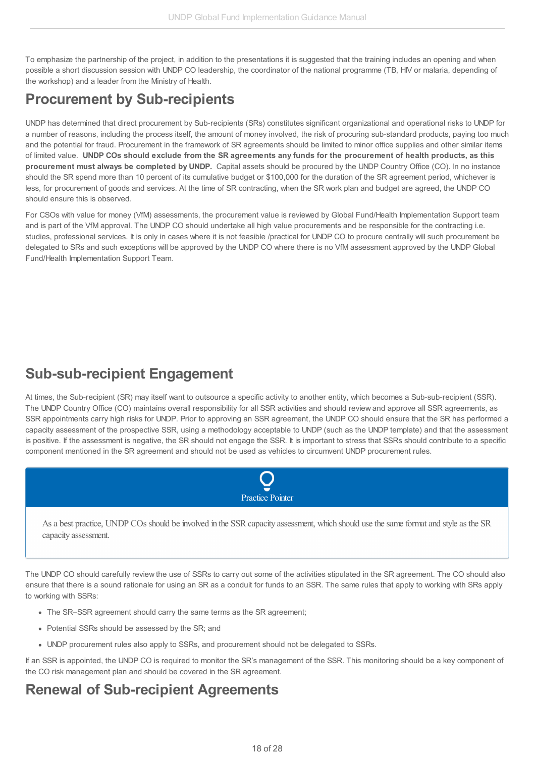To emphasize the partnership of the project, in addition to the presentations it is suggested that the training includes an opening and when possible a short discussion session with UNDP CO leadership, the coordinator of the national programme (TB, HIV or malaria, depending of the workshop) and a leader from the Ministry of Health.

## Procurement by Sub-recipients

UNDP has determined that direct procurement by Sub-recipients (SRs) constitutes significant organizational and operational risks to UNDP for a number of reasons, including the process itself, the amount of money involved, the risk of procuring sub-standard products, paying too much and the potential for fraud. Procurement in the framework of SR agreements should be limited to minor office supplies and other similar items of limited value. **UNDP COs should exclude from the SR agreements any funds for the procurement of health products, as this procurement must always be completed by UNDP.** Capital assets should be procured by the UNDP Country Office (CO). In no instance should the SR spend more than 10 percent of its cumulative budget or $100,000 for the duration of the SR agreement period, whichever is less, for procurement of goods and services. At the time of SR contracting, when the SR work plan and budget are agreed, the UNDP CO should ensure this is observed.

For CSOs with value for money (VfM) assessments, the procurement value is reviewed by Global Fund/Health Implementation Support team and is part of the VfM approval. The UNDP CO should undertake all high value procurements and be responsible for the contracting i.e. studies, professional services. It is only in cases where it is not feasible /practical for UNDP CO to procure centrally will such procurement be delegated to SRs and such exceptions will be approved by the UNDP CO where there is no VfM assessment approved by the UNDP Global Fund/Health Implementation Support Team.

## Sub-sub-recipient Engagement

At times, the Sub-recipient (SR) may itself want to outsource a specific activity to another entity, which becomes a Sub-sub-recipient (SSR). The UNDP Country Office (CO) maintains overall responsibility for all SSR activities and should review and approve all SSR agreements, as SSR appointments carry high risks for UNDP. Prior to approving an SSR agreement, the UNDP CO should ensure that the SR has performed a capacity assessment of the prospective SSR, using a methodology acceptable to UNDP (such as the UNDP template) and that the assessment is positive. If the assessment is negative, the SR should not engage the SSR. It is important to stress that SSRs should contribute to a specific component mentioned in the SR agreement and should not be used as vehicles to circumvent UNDP procurement rules.

> **Practice Pointer**
>
> As a best practice, UNDP COs should be involved in the SSR capacity assessment, which should use the same format and style as the SR capacity assessment.

The UNDP CO should carefully review the use of SSRs to carry out some of the activities stipulated in the SR agreement. The CO should also ensure that there is a sound rationale for using an SR as a conduit for funds to an SSR. The same rules that apply to working with SRs apply to working with SSRs:

- The SR–SSR agreement should carry the same terms as the SR agreement;
- Potential SSRs should be assessed by the SR; and
- UNDP procurement rules also apply to SSRs, and procurement should not be delegated to SSRs.

If an SSR is appointed, the UNDP CO is required to monitor the SR's management of the SSR. This monitoring should be a key component of the CO risk management plan and should be covered in the SR agreement.

## Renewal of Sub-recipient Agreements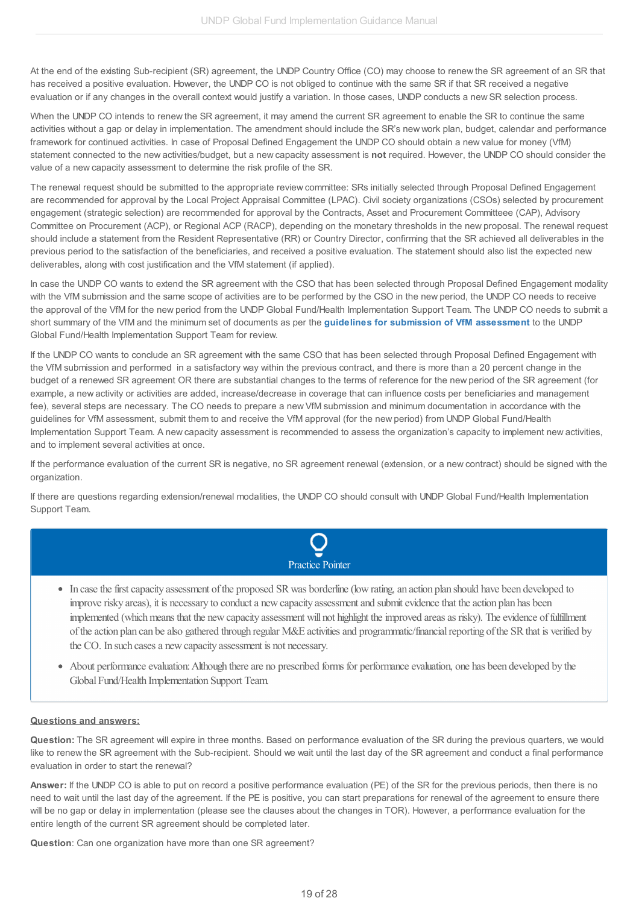At the end of the existing Sub-recipient (SR) agreement, the UNDP Country Office (CO) may choose to renew the SR agreement of an SR that has received a positive evaluation. However, the UNDP CO is not obliged to continue with the same SR if that SR received a negative evaluation or if any changes in the overall context would justify a variation. In those cases, UNDP conducts a new SR selection process.

When the UNDP CO intends to renew the SR agreement, it may amend the current SR agreement to enable the SR to continue the same activities without a gap or delay in implementation. The amendment should include the SR's new work plan, budget, calendar and performance framework for continued activities. In case of Proposal Defined Engagement the UNDP CO should obtain a new value for money (VfM) statement connected to the new activities/budget, but a new capacity assessment is **not** required. However, the UNDP CO should consider the value of a new capacity assessment to determine the risk profile of the SR.

The renewal request should be submitted to the appropriate review committee: SRs initially selected through Proposal Defined Engagement are recommended for approval by the Local Project Appraisal Committee (LPAC). Civil society organizations (CSOs) selected by procurement engagement (strategic selection) are recommended for approval by the Contracts, Asset and Procurement Committeee (CAP), Advisory Committee on Procurement (ACP), or Regional ACP (RACP), depending on the monetary thresholds in the new proposal. The renewal request should include a statement from the Resident Representative (RR) or Country Director, confirming that the SR achieved all deliverables in the previous period to the satisfaction of the beneficiaries, and received a positive evaluation. The statement should also list the expected new deliverables, along with cost justification and the VfM statement (if applied).

In case the UNDP CO wants to extend the SR agreement with the CSO that has been selected through Proposal Defined Engagement modality with the VfM submission and the same scope of activities are to be performed by the CSO in the new period, the UNDP CO needs to receive the approval of the VfM for the new period from the UNDP Global Fund/Health Implementation Support Team. The UNDP CO needs to submit a short summary of the VfM and the minimum set of documents as per the **guidelines for submission of VfM assessment** to the UNDP Global Fund/Health Implementation Support Team for review.

If the UNDP CO wants to conclude an SR agreement with the same CSO that has been selected through Proposal Defined Engagement with the VfM submission and performed in a satisfactory way within the previous contract, and there is more than a 20 percent change in the budget of a renewed SR agreement OR there are substantial changes to the terms of reference for the new period of the SR agreement (for example, a new activity or activities are added, increase/decrease in coverage that can influence costs per beneficiaries and management fee), several steps are necessary. The CO needs to prepare a new VfM submission and minimum documentation in accordance with the guidelines for VfM assessment, submit them to and receive the VfM approval (for the new period) from UNDP Global Fund/Health Implementation Support Team. A new capacity assessment is recommended to assess the organization's capacity to implement new activities, and to implement several activities at once.

If the performance evaluation of the current SR is negative, no SR agreement renewal (extension, or a new contract) should be signed with the organization.

If there are questions regarding extension/renewal modalities, the UNDP CO should consult with UNDP Global Fund/Health Implementation Support Team.

**Practice Pointer**

- In case the first capacity assessment of the proposed SR was borderline (low rating, an action plan should have been developed to improve risky areas), it is necessary to conduct a new capacity assessment and submit evidence that the action plan has been implemented (which means that the new capacity assessment will not highlight the improved areas as risky). The evidence of fulfillment of the action plan can be also gathered through regular M&E activities and programmatic/financial reporting of the SR that is verified by the CO. In such cases a new capacity assessment is not necessary.
- About performance evaluation: Although there are no prescribed forms for performance evaluation, one has been developed by the Global Fund/Health Implementation Support Team.

**Questions and answers:**

**Question:** The SR agreement will expire in three months. Based on performance evaluation of the SR during the previous quarters, we would like to renew the SR agreement with the Sub-recipient. Should we wait until the last day of the SR agreement and conduct a final performance evaluation in order to start the renewal?

**Answer:** If the UNDP CO is able to put on record a positive performance evaluation (PE) of the SR for the previous periods, then there is no need to wait until the last day of the agreement. If the PE is positive, you can start preparations for renewal of the agreement to ensure there will be no gap or delay in implementation (please see the clauses about the changes in TOR). However, a performance evaluation for the entire length of the current SR agreement should be completed later.

**Question**: Can one organization have more than one SR agreement?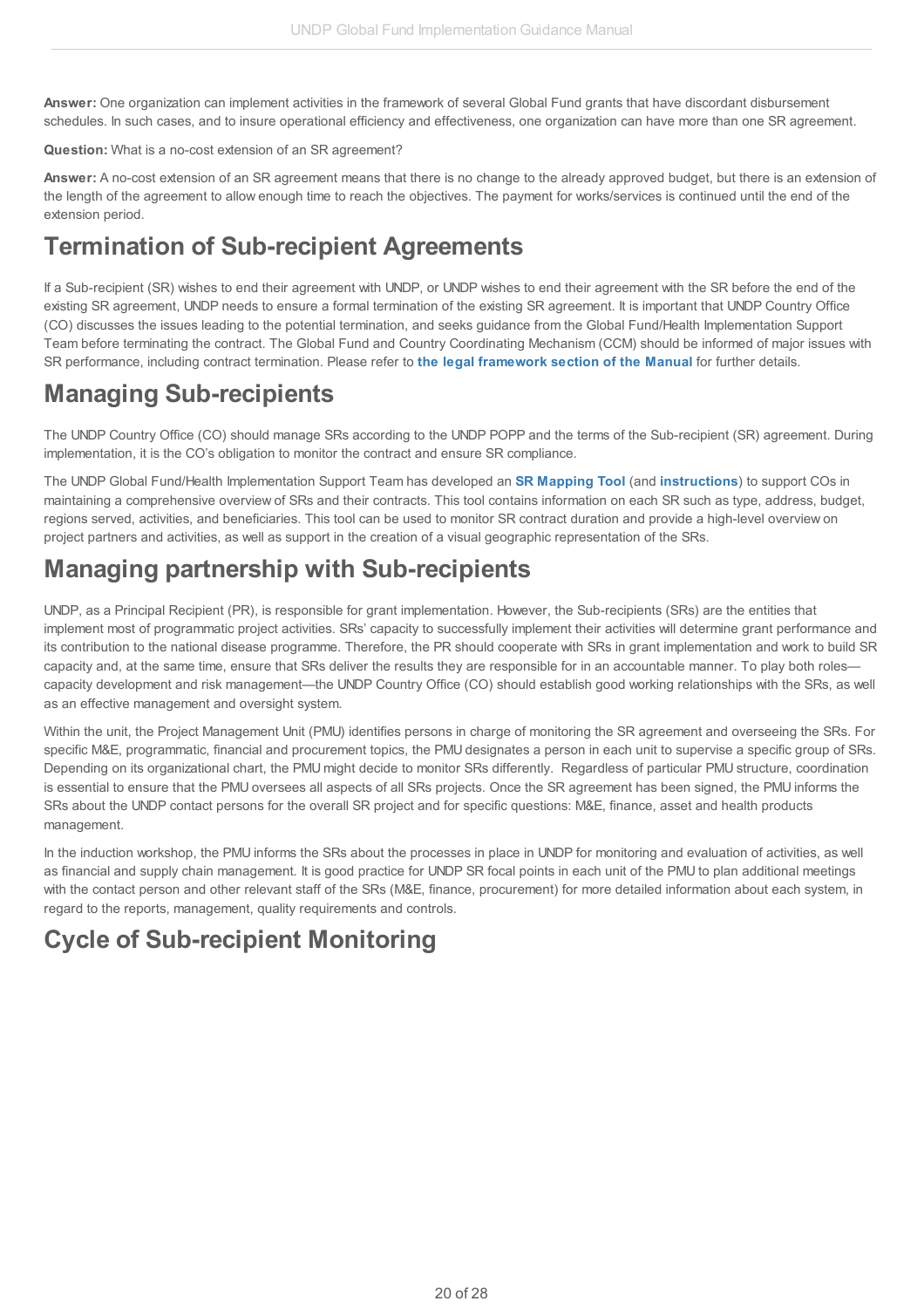**Answer:** One organization can implement activities in the framework of several Global Fund grants that have discordant disbursement schedules. In such cases, and to insure operational efficiency and effectiveness, one organization can have more than one SR agreement.

**Question:** What is a no-cost extension of an SR agreement?

**Answer:** A no-cost extension of an SR agreement means that there is no change to the already approved budget, but there is an extension of the length of the agreement to allow enough time to reach the objectives. The payment for works/services is continued until the end of the extension period.

## Termination of Sub-recipient Agreements

If a Sub-recipient (SR) wishes to end their agreement with UNDP, or UNDP wishes to end their agreement with the SR before the end of the existing SR agreement, UNDP needs to ensure a formal termination of the existing SR agreement. It is important that UNDP Country Office (CO) discusses the issues leading to the potential termination, and seeks guidance from the Global Fund/Health Implementation Support Team before terminating the contract. The Global Fund and Country Coordinating Mechanism (CCM) should be informed of major issues with SR performance, including contract termination. Please refer to **the legal framework section of the Manual** for further details.

## Managing Sub-recipients

The UNDP Country Office (CO) should manage SRs according to the UNDP POPP and the terms of the Sub-recipient (SR) agreement. During implementation, it is the CO's obligation to monitor the contract and ensure SR compliance.

The UNDP Global Fund/Health Implementation Support Team has developed an **SR Mapping Tool** (and **instructions**) to support COs in maintaining a comprehensive overview of SRs and their contracts. This tool contains information on each SR such as type, address, budget, regions served, activities, and beneficiaries. This tool can be used to monitor SR contract duration and provide a high-level overview on project partners and activities, as well as support in the creation of a visual geographic representation of the SRs.

## Managing partnership with Sub-recipients

UNDP, as a Principal Recipient (PR), is responsible for grant implementation. However, the Sub-recipients (SRs) are the entities that implement most of programmatic project activities. SRs' capacity to successfully implement their activities will determine grant performance and its contribution to the national disease programme. Therefore, the PR should cooperate with SRs in grant implementation and work to build SR capacity and, at the same time, ensure that SRs deliver the results they are responsible for in an accountable manner. To play both roles—capacity development and risk management—the UNDP Country Office (CO) should establish good working relationships with the SRs, as well as an effective management and oversight system.

Within the unit, the Project Management Unit (PMU) identifies persons in charge of monitoring the SR agreement and overseeing the SRs. For specific M&E, programmatic, financial and procurement topics, the PMU designates a person in each unit to supervise a specific group of SRs. Depending on its organizational chart, the PMU might decide to monitor SRs differently. Regardless of particular PMU structure, coordination is essential to ensure that the PMU oversees all aspects of all SRs projects. Once the SR agreement has been signed, the PMU informs the SRs about the UNDP contact persons for the overall SR project and for specific questions: M&E, finance, asset and health products management.

In the induction workshop, the PMU informs the SRs about the processes in place in UNDP for monitoring and evaluation of activities, as well as financial and supply chain management. It is good practice for UNDP SR focal points in each unit of the PMU to plan additional meetings with the contact person and other relevant staff of the SRs (M&E, finance, procurement) for more detailed information about each system, in regard to the reports, management, quality requirements and controls.

## Cycle of Sub-recipient Monitoring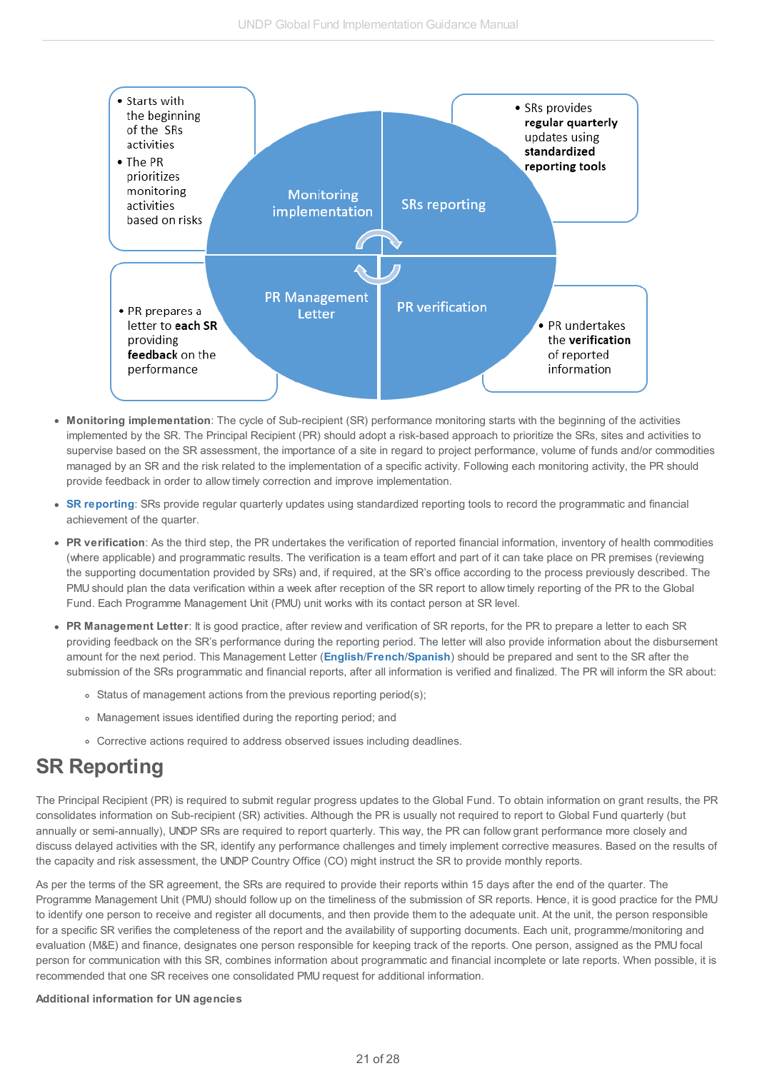- Starts with the beginning of the SRs activities
- The PR prioritizes monitoring activities based on risks

Monitoring implementation

SRs reporting

- SRs provides **regular quarterly** updates using **standardized reporting tools**

PR Management Letter

PR verification

- PR prepares a letter to **each SR** providing **feedback** on the performance

- PR undertakes the **verification** of reported information

- **Monitoring implementation**: The cycle of Sub-recipient (SR) performance monitoring starts with the beginning of the activities implemented by the SR. The Principal Recipient (PR) should adopt a risk-based approach to prioritize the SRs, sites and activities to supervise based on the SR assessment, the importance of a site in regard to project performance, volume of funds and/or commodities managed by an SR and the risk related to the implementation of a specific activity. Following each monitoring activity, the PR should provide feedback in order to allow timely correction and improve implementation.
- **SR reporting**: SRs provide regular quarterly updates using standardized reporting tools to record the programmatic and financial achievement of the quarter.
- **PR verification**: As the third step, the PR undertakes the verification of reported financial information, inventory of health commodities (where applicable) and programmatic results. The verification is a team effort and part of it can take place on PR premises (reviewing the supporting documentation provided by SRs) and, if required, at the SR's office according to the process previously described. The PMU should plan the data verification within a week after reception of the SR report to allow timely reporting of the PR to the Global Fund. Each Programme Management Unit (PMU) unit works with its contact person at SR level.
- **PR Management Letter**: It is good practice, after review and verification of SR reports, for the PR to prepare a letter to each SR providing feedback on the SR's performance during the reporting period. The letter will also provide information about the disbursement amount for the next period. This Management Letter (**English**/**French**/**Spanish**) should be prepared and sent to the SR after the submission of the SRs programmatic and financial reports, after all information is verified and finalized. The PR will inform the SR about:
  - Status of management actions from the previous reporting period(s);
  - Management issues identified during the reporting period; and
  - Corrective actions required to address observed issues including deadlines.

# SR Reporting

The Principal Recipient (PR) is required to submit regular progress updates to the Global Fund. To obtain information on grant results, the PR consolidates information on Sub-recipient (SR) activities. Although the PR is usually not required to report to Global Fund quarterly (but annually or semi-annually), UNDP SRs are required to report quarterly. This way, the PR can follow grant performance more closely and discuss delayed activities with the SR, identify any performance challenges and timely implement corrective measures. Based on the results of the capacity and risk assessment, the UNDP Country Office (CO) might instruct the SR to provide monthly reports.

As per the terms of the SR agreement, the SRs are required to provide their reports within 15 days after the end of the quarter. The Programme Management Unit (PMU) should follow up on the timeliness of the submission of SR reports. Hence, it is good practice for the PMU to identify one person to receive and register all documents, and then provide them to the adequate unit. At the unit, the person responsible for a specific SR verifies the completeness of the report and the availability of supporting documents. Each unit, programme/monitoring and evaluation (M&E) and finance, designates one person responsible for keeping track of the reports. One person, assigned as the PMU focal person for communication with this SR, combines information about programmatic and financial incomplete or late reports. When possible, it is recommended that one SR receives one consolidated PMU request for additional information.

**Additional information for UN agencies**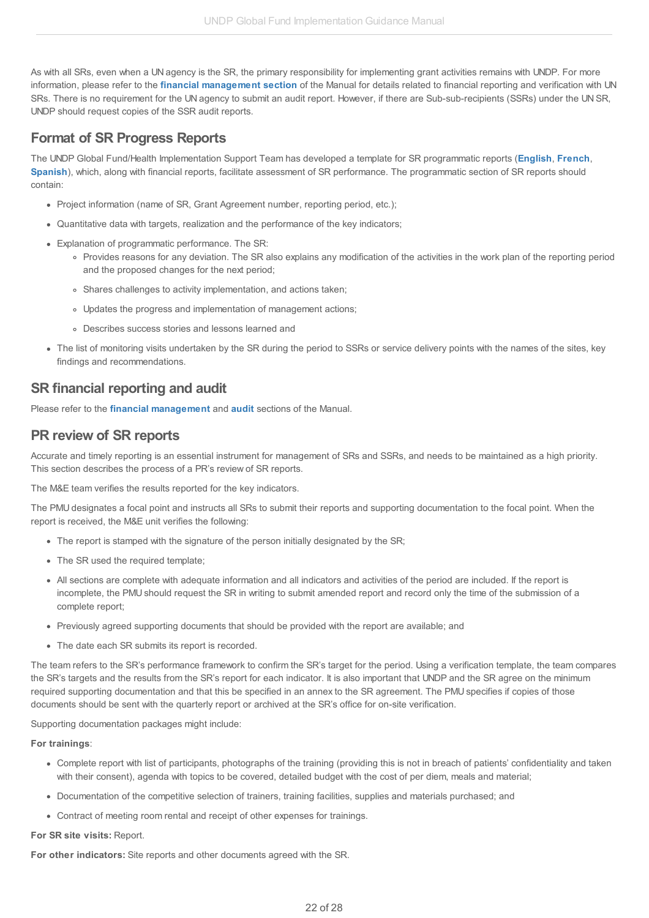As with all SRs, even when a UN agency is the SR, the primary responsibility for implementing grant activities remains with UNDP. For more information, please refer to the **financial management section** of the Manual for details related to financial reporting and verification with UN SRs. There is no requirement for the UN agency to submit an audit report. However, if there are Sub-sub-recipients (SSRs) under the UN SR, UNDP should request copies of the SSR audit reports.

## Format of SR Progress Reports

The UNDP Global Fund/Health Implementation Support Team has developed a template for SR programmatic reports (**English**, **French**, **Spanish**), which, along with financial reports, facilitate assessment of SR performance. The programmatic section of SR reports should contain:

- Project information (name of SR, Grant Agreement number, reporting period, etc.);
- Quantitative data with targets, realization and the performance of the key indicators;
- Explanation of programmatic performance. The SR:
    - Provides reasons for any deviation. The SR also explains any modification of the activities in the work plan of the reporting period and the proposed changes for the next period;
    - Shares challenges to activity implementation, and actions taken;
    - Updates the progress and implementation of management actions;
    - Describes success stories and lessons learned and
- The list of monitoring visits undertaken by the SR during the period to SSRs or service delivery points with the names of the sites, key findings and recommendations.

## SR financial reporting and audit

Please refer to the **financial management** and **audit** sections of the Manual.

## PR review of SR reports

Accurate and timely reporting is an essential instrument for management of SRs and SSRs, and needs to be maintained as a high priority. This section describes the process of a PR's review of SR reports.

The M&E team verifies the results reported for the key indicators.

The PMU designates a focal point and instructs all SRs to submit their reports and supporting documentation to the focal point. When the report is received, the M&E unit verifies the following:

- The report is stamped with the signature of the person initially designated by the SR;
- The SR used the required template;
- All sections are complete with adequate information and all indicators and activities of the period are included. If the report is incomplete, the PMU should request the SR in writing to submit amended report and record only the time of the submission of a complete report;
- Previously agreed supporting documents that should be provided with the report are available; and
- The date each SR submits its report is recorded.

The team refers to the SR's performance framework to confirm the SR's target for the period. Using a verification template, the team compares the SR's targets and the results from the SR's report for each indicator. It is also important that UNDP and the SR agree on the minimum required supporting documentation and that this be specified in an annex to the SR agreement. The PMU specifies if copies of those documents should be sent with the quarterly report or archived at the SR's office for on-site verification.

Supporting documentation packages might include:

**For trainings**:

- Complete report with list of participants, photographs of the training (providing this is not in breach of patients' confidentiality and taken with their consent), agenda with topics to be covered, detailed budget with the cost of per diem, meals and material;
- Documentation of the competitive selection of trainers, training facilities, supplies and materials purchased; and
- Contract of meeting room rental and receipt of other expenses for trainings.

**For SR site visits:** Report.

**For other indicators:** Site reports and other documents agreed with the SR.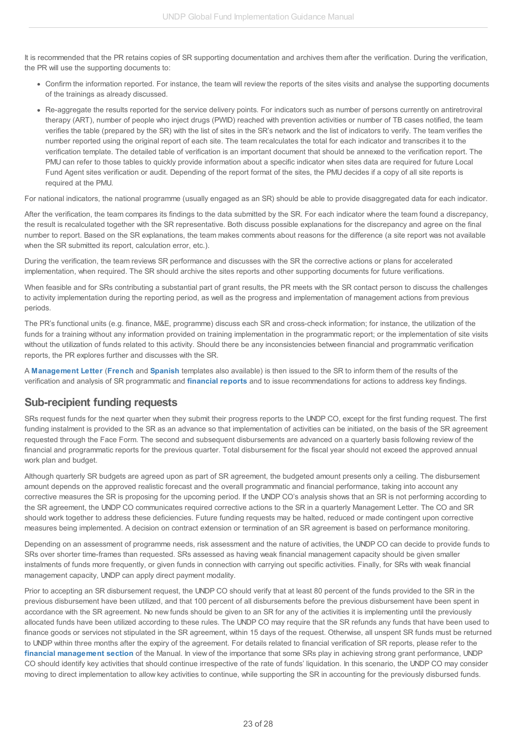It is recommended that the PR retains copies of SR supporting documentation and archives them after the verification. During the verification, the PR will use the supporting documents to:

- Confirm the information reported. For instance, the team will review the reports of the sites visits and analyse the supporting documents of the trainings as already discussed.
- Re-aggregate the results reported for the service delivery points. For indicators such as number of persons currently on antiretroviral therapy (ART), number of people who inject drugs (PWID) reached with prevention activities or number of TB cases notified, the team verifies the table (prepared by the SR) with the list of sites in the SR's network and the list of indicators to verify. The team verifies the number reported using the original report of each site. The team recalculates the total for each indicator and transcribes it to the verification template. The detailed table of verification is an important document that should be annexed to the verification report. The PMU can refer to those tables to quickly provide information about a specific indicator when sites data are required for future Local Fund Agent sites verification or audit. Depending of the report format of the sites, the PMU decides if a copy of all site reports is required at the PMU.

For national indicators, the national programme (usually engaged as an SR) should be able to provide disaggregated data for each indicator.

After the verification, the team compares its findings to the data submitted by the SR. For each indicator where the team found a discrepancy, the result is recalculated together with the SR representative. Both discuss possible explanations for the discrepancy and agree on the final number to report. Based on the SR explanations, the team makes comments about reasons for the difference (a site report was not available when the SR submitted its report, calculation error, etc.).

During the verification, the team reviews SR performance and discusses with the SR the corrective actions or plans for accelerated implementation, when required. The SR should archive the sites reports and other supporting documents for future verifications.

When feasible and for SRs contributing a substantial part of grant results, the PR meets with the SR contact person to discuss the challenges to activity implementation during the reporting period, as well as the progress and implementation of management actions from previous periods.

The PR's functional units (e.g. finance, M&E, programme) discuss each SR and cross-check information; for instance, the utilization of the funds for a training without any information provided on training implementation in the programmatic report; or the implementation of site visits without the utilization of funds related to this activity. Should there be any inconsistencies between financial and programmatic verification reports, the PR explores further and discusses with the SR.

A **Management Letter** (**French** and **Spanish** templates also available) is then issued to the SR to inform them of the results of the verification and analysis of SR programmatic and **financial reports** and to issue recommendations for actions to address key findings.

## Sub-recipient funding requests

SRs request funds for the next quarter when they submit their progress reports to the UNDP CO, except for the first funding request. The first funding instalment is provided to the SR as an advance so that implementation of activities can be initiated, on the basis of the SR agreement requested through the Face Form. The second and subsequent disbursements are advanced on a quarterly basis following review of the financial and programmatic reports for the previous quarter. Total disbursement for the fiscal year should not exceed the approved annual work plan and budget.

Although quarterly SR budgets are agreed upon as part of SR agreement, the budgeted amount presents only a ceiling. The disbursement amount depends on the approved realistic forecast and the overall programmatic and financial performance, taking into account any corrective measures the SR is proposing for the upcoming period. If the UNDP CO's analysis shows that an SR is not performing according to the SR agreement, the UNDP CO communicates required corrective actions to the SR in a quarterly Management Letter. The CO and SR should work together to address these deficiencies. Future funding requests may be halted, reduced or made contingent upon corrective measures being implemented. A decision on contract extension or termination of an SR agreement is based on performance monitoring.

Depending on an assessment of programme needs, risk assessment and the nature of activities, the UNDP CO can decide to provide funds to SRs over shorter time-frames than requested. SRs assessed as having weak financial management capacity should be given smaller instalments of funds more frequently, or given funds in connection with carrying out specific activities. Finally, for SRs with weak financial management capacity, UNDP can apply direct payment modality.

Prior to accepting an SR disbursement request, the UNDP CO should verify that at least 80 percent of the funds provided to the SR in the previous disbursement have been utilized, and that 100 percent of all disbursements before the previous disbursement have been spent in accordance with the SR agreement. No new funds should be given to an SR for any of the activities it is implementing until the previously allocated funds have been utilized according to these rules. The UNDP CO may require that the SR refunds any funds that have been used to finance goods or services not stipulated in the SR agreement, within 15 days of the request. Otherwise, all unspent SR funds must be returned to UNDP within three months after the expiry of the agreement. For details related to financial verification of SR reports, please refer to the **financial management section** of the Manual. In view of the importance that some SRs play in achieving strong grant performance, UNDP CO should identify key activities that should continue irrespective of the rate of funds' liquidation. In this scenario, the UNDP CO may consider moving to direct implementation to allow key activities to continue, while supporting the SR in accounting for the previously disbursed funds.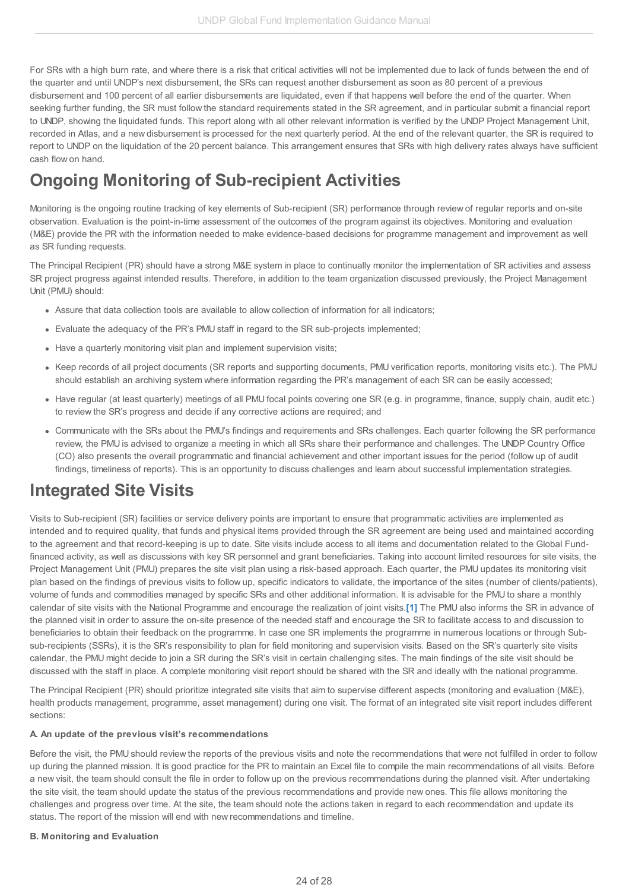For SRs with a high burn rate, and where there is a risk that critical activities will not be implemented due to lack of funds between the end of the quarter and until UNDP's next disbursement, the SRs can request another disbursement as soon as 80 percent of a previous disbursement and 100 percent of all earlier disbursements are liquidated, even if that happens well before the end of the quarter. When seeking further funding, the SR must follow the standard requirements stated in the SR agreement, and in particular submit a financial report to UNDP, showing the liquidated funds. This report along with all other relevant information is verified by the UNDP Project Management Unit, recorded in Atlas, and a new disbursement is processed for the next quarterly period. At the end of the relevant quarter, the SR is required to report to UNDP on the liquidation of the 20 percent balance. This arrangement ensures that SRs with high delivery rates always have sufficient cash flow on hand.

# Ongoing Monitoring of Sub-recipient Activities

Monitoring is the ongoing routine tracking of key elements of Sub-recipient (SR) performance through review of regular reports and on-site observation. Evaluation is the point-in-time assessment of the outcomes of the program against its objectives. Monitoring and evaluation (M&E) provide the PR with the information needed to make evidence-based decisions for programme management and improvement as well as SR funding requests.

The Principal Recipient (PR) should have a strong M&E system in place to continually monitor the implementation of SR activities and assess SR project progress against intended results. Therefore, in addition to the team organization discussed previously, the Project Management Unit (PMU) should:

- Assure that data collection tools are available to allow collection of information for all indicators;
- Evaluate the adequacy of the PR's PMU staff in regard to the SR sub-projects implemented;
- Have a quarterly monitoring visit plan and implement supervision visits;
- Keep records of all project documents (SR reports and supporting documents, PMU verification reports, monitoring visits etc.). The PMU should establish an archiving system where information regarding the PR's management of each SR can be easily accessed;
- Have regular (at least quarterly) meetings of all PMU focal points covering one SR (e.g. in programme, finance, supply chain, audit etc.) to review the SR's progress and decide if any corrective actions are required; and
- Communicate with the SRs about the PMU's findings and requirements and SRs challenges. Each quarter following the SR performance review, the PMU is advised to organize a meeting in which all SRs share their performance and challenges. The UNDP Country Office (CO) also presents the overall programmatic and financial achievement and other important issues for the period (follow up of audit findings, timeliness of reports). This is an opportunity to discuss challenges and learn about successful implementation strategies.

# Integrated Site Visits

Visits to Sub-recipient (SR) facilities or service delivery points are important to ensure that programmatic activities are implemented as intended and to required quality, that funds and physical items provided through the SR agreement are being used and maintained according to the agreement and that record-keeping is up to date. Site visits include access to all items and documentation related to the Global Fund-financed activity, as well as discussions with key SR personnel and grant beneficiaries. Taking into account limited resources for site visits, the Project Management Unit (PMU) prepares the site visit plan using a risk-based approach. Each quarter, the PMU updates its monitoring visit plan based on the findings of previous visits to follow up, specific indicators to validate, the importance of the sites (number of clients/patients), volume of funds and commodities managed by specific SRs and other additional information. It is advisable for the PMU to share a monthly calendar of site visits with the National Programme and encourage the realization of joint visits.[1] The PMU also informs the SR in advance of the planned visit in order to assure the on-site presence of the needed staff and encourage the SR to facilitate access to and discussion to beneficiaries to obtain their feedback on the programme. In case one SR implements the programme in numerous locations or through Sub-sub-recipients (SSRs), it is the SR's responsibility to plan for field monitoring and supervision visits. Based on the SR's quarterly site visits calendar, the PMU might decide to join a SR during the SR's visit in certain challenging sites. The main findings of the site visit should be discussed with the staff in place. A complete monitoring visit report should be shared with the SR and ideally with the national programme.

The Principal Recipient (PR) should prioritize integrated site visits that aim to supervise different aspects (monitoring and evaluation (M&E), health products management, programme, asset management) during one visit. The format of an integrated site visit report includes different sections:

**A. An update of the previous visit's recommendations**

Before the visit, the PMU should review the reports of the previous visits and note the recommendations that were not fulfilled in order to follow up during the planned mission. It is good practice for the PR to maintain an Excel file to compile the main recommendations of all visits. Before a new visit, the team should consult the file in order to follow up on the previous recommendations during the planned visit. After undertaking the site visit, the team should update the status of the previous recommendations and provide new ones. This file allows monitoring the challenges and progress over time. At the site, the team should note the actions taken in regard to each recommendation and update its status. The report of the mission will end with new recommendations and timeline.

**B. Monitoring and Evaluation**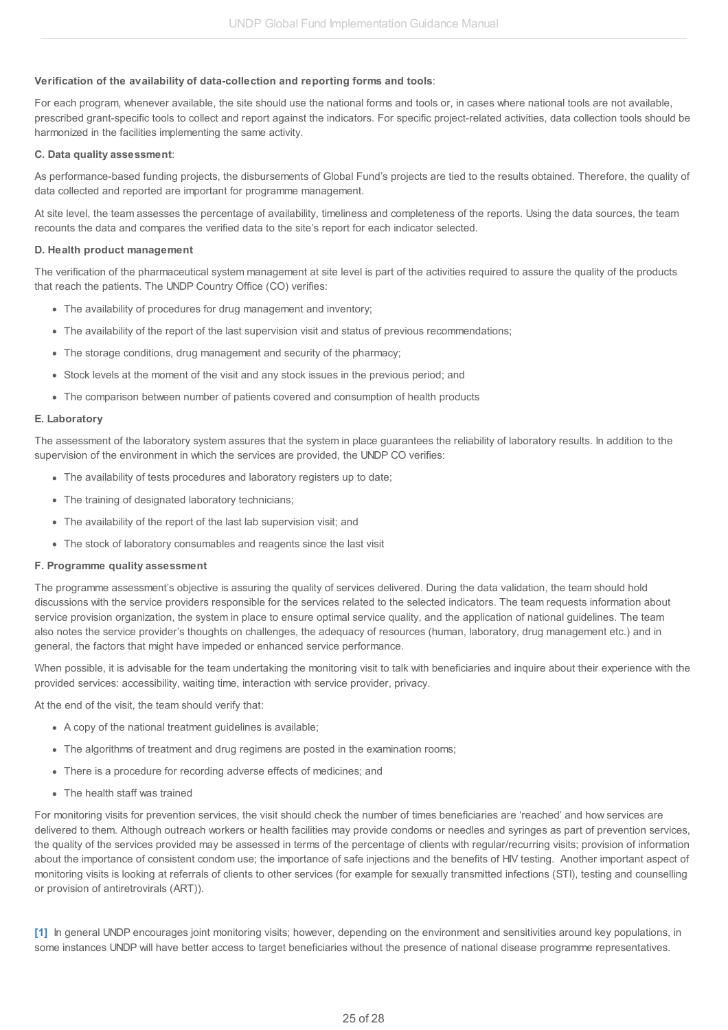**Verification of the availability of data-collection and reporting forms and tools**:

For each program, whenever available, the site should use the national forms and tools or, in cases where national tools are not available, prescribed grant-specific tools to collect and report against the indicators. For specific project-related activities, data collection tools should be harmonized in the facilities implementing the same activity.

**C. Data quality assessment**:

As performance-based funding projects, the disbursements of Global Fund's projects are tied to the results obtained. Therefore, the quality of data collected and reported are important for programme management.

At site level, the team assesses the percentage of availability, timeliness and completeness of the reports. Using the data sources, the team recounts the data and compares the verified data to the site's report for each indicator selected.

**D. Health product management**

The verification of the pharmaceutical system management at site level is part of the activities required to assure the quality of the products that reach the patients. The UNDP Country Office (CO) verifies:

- The availability of procedures for drug management and inventory;
- The availability of the report of the last supervision visit and status of previous recommendations;
- The storage conditions, drug management and security of the pharmacy;
- Stock levels at the moment of the visit and any stock issues in the previous period; and
- The comparison between number of patients covered and consumption of health products

**E. Laboratory**

The assessment of the laboratory system assures that the system in place guarantees the reliability of laboratory results. In addition to the supervision of the environment in which the services are provided, the UNDP CO verifies:

- The availability of tests procedures and laboratory registers up to date;
- The training of designated laboratory technicians;
- The availability of the report of the last lab supervision visit; and
- The stock of laboratory consumables and reagents since the last visit

**F. Programme quality assessment**

The programme assessment's objective is assuring the quality of services delivered. During the data validation, the team should hold discussions with the service providers responsible for the services related to the selected indicators. The team requests information about service provision organization, the system in place to ensure optimal service quality, and the application of national guidelines. The team also notes the service provider's thoughts on challenges, the adequacy of resources (human, laboratory, drug management etc.) and in general, the factors that might have impeded or enhanced service performance.

When possible, it is advisable for the team undertaking the monitoring visit to talk with beneficiaries and inquire about their experience with the provided services: accessibility, waiting time, interaction with service provider, privacy.

At the end of the visit, the team should verify that:

- A copy of the national treatment guidelines is available;
- The algorithms of treatment and drug regimens are posted in the examination rooms;
- There is a procedure for recording adverse effects of medicines; and
- The health staff was trained

For monitoring visits for prevention services, the visit should check the number of times beneficiaries are 'reached' and how services are delivered to them. Although outreach workers or health facilities may provide condoms or needles and syringes as part of prevention services, the quality of the services provided may be assessed in terms of the percentage of clients with regular/recurring visits; provision of information about the importance of consistent condom use; the importance of safe injections and the benefits of HIV testing. Another important aspect of monitoring visits is looking at referrals of clients to other services (for example for sexually transmitted infections (STI), testing and counselling or provision of antiretrovirals (ART)).

[1] In general UNDP encourages joint monitoring visits; however, depending on the environment and sensitivities around key populations, in some instances UNDP will have better access to target beneficiaries without the presence of national disease programme representatives.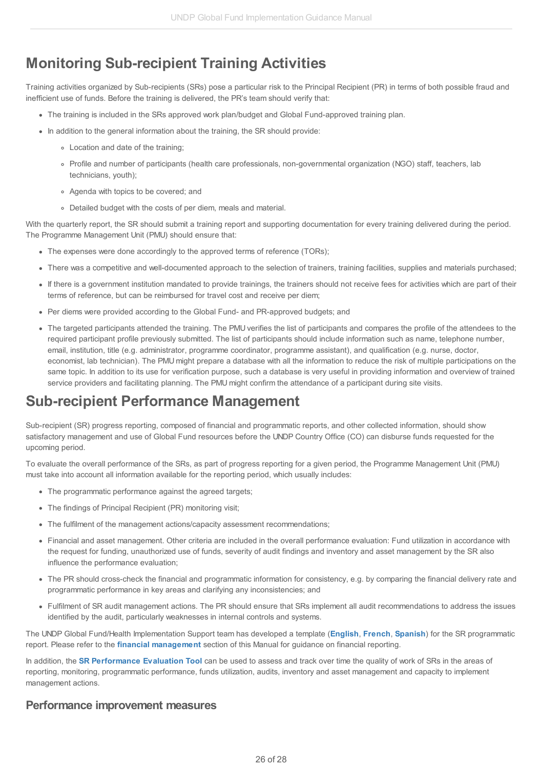# Monitoring Sub-recipient Training Activities

Training activities organized by Sub-recipients (SRs) pose a particular risk to the Principal Recipient (PR) in terms of both possible fraud and inefficient use of funds. Before the training is delivered, the PR's team should verify that:

- The training is included in the SRs approved work plan/budget and Global Fund-approved training plan.
- In addition to the general information about the training, the SR should provide:
  - Location and date of the training;
  - Profile and number of participants (health care professionals, non-governmental organization (NGO) staff, teachers, lab technicians, youth);
  - Agenda with topics to be covered; and
  - Detailed budget with the costs of per diem, meals and material.

With the quarterly report, the SR should submit a training report and supporting documentation for every training delivered during the period. The Programme Management Unit (PMU) should ensure that:

- The expenses were done accordingly to the approved terms of reference (TORs);
- There was a competitive and well-documented approach to the selection of trainers, training facilities, supplies and materials purchased;
- If there is a government institution mandated to provide trainings, the trainers should not receive fees for activities which are part of their terms of reference, but can be reimbursed for travel cost and receive per diem;
- Per diems were provided according to the Global Fund- and PR-approved budgets; and
- The targeted participants attended the training. The PMU verifies the list of participants and compares the profile of the attendees to the required participant profile previously submitted. The list of participants should include information such as name, telephone number, email, institution, title (e.g. administrator, programme coordinator, programme assistant), and qualification (e.g. nurse, doctor, economist, lab technician). The PMU might prepare a database with all the information to reduce the risk of multiple participations on the same topic. In addition to its use for verification purpose, such a database is very useful in providing information and overview of trained service providers and facilitating planning. The PMU might confirm the attendance of a participant during site visits.

# Sub-recipient Performance Management

Sub-recipient (SR) progress reporting, composed of financial and programmatic reports, and other collected information, should show satisfactory management and use of Global Fund resources before the UNDP Country Office (CO) can disburse funds requested for the upcoming period.

To evaluate the overall performance of the SRs, as part of progress reporting for a given period, the Programme Management Unit (PMU) must take into account all information available for the reporting period, which usually includes:

- The programmatic performance against the agreed targets;
- The findings of Principal Recipient (PR) monitoring visit;
- The fulfilment of the management actions/capacity assessment recommendations;
- Financial and asset management. Other criteria are included in the overall performance evaluation: Fund utilization in accordance with the request for funding, unauthorized use of funds, severity of audit findings and inventory and asset management by the SR also influence the performance evaluation;
- The PR should cross-check the financial and programmatic information for consistency, e.g. by comparing the financial delivery rate and programmatic performance in key areas and clarifying any inconsistencies; and
- Fulfilment of SR audit management actions. The PR should ensure that SRs implement all audit recommendations to address the issues identified by the audit, particularly weaknesses in internal controls and systems.

The UNDP Global Fund/Health Implementation Support team has developed a template (**English**, **French**, **Spanish**) for the SR programmatic report. Please refer to the **financial management** section of this Manual for guidance on financial reporting.

In addition, the **SR Performance Evaluation Tool** can be used to assess and track over time the quality of work of SRs in the areas of reporting, monitoring, programmatic performance, funds utilization, audits, inventory and asset management and capacity to implement management actions.

## Performance improvement measures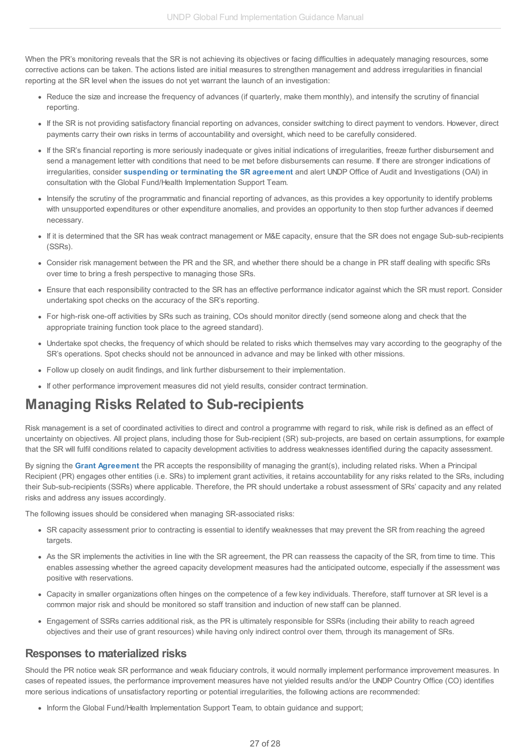When the PR's monitoring reveals that the SR is not achieving its objectives or facing difficulties in adequately managing resources, some corrective actions can be taken. The actions listed are initial measures to strengthen management and address irregularities in financial reporting at the SR level when the issues do not yet warrant the launch of an investigation:

- Reduce the size and increase the frequency of advances (if quarterly, make them monthly), and intensify the scrutiny of financial reporting.
- If the SR is not providing satisfactory financial reporting on advances, consider switching to direct payment to vendors. However, direct payments carry their own risks in terms of accountability and oversight, which need to be carefully considered.
- If the SR's financial reporting is more seriously inadequate or gives initial indications of irregularities, freeze further disbursement and send a management letter with conditions that need to be met before disbursements can resume. If there are stronger indications of irregularities, consider **suspending or terminating the SR agreement** and alert UNDP Office of Audit and Investigations (OAI) in consultation with the Global Fund/Health Implementation Support Team.
- Intensify the scrutiny of the programmatic and financial reporting of advances, as this provides a key opportunity to identify problems with unsupported expenditures or other expenditure anomalies, and provides an opportunity to then stop further advances if deemed necessary.
- If it is determined that the SR has weak contract management or M&E capacity, ensure that the SR does not engage Sub-sub-recipients (SSRs).
- Consider risk management between the PR and the SR, and whether there should be a change in PR staff dealing with specific SRs over time to bring a fresh perspective to managing those SRs.
- Ensure that each responsibility contracted to the SR has an effective performance indicator against which the SR must report. Consider undertaking spot checks on the accuracy of the SR's reporting.
- For high-risk one-off activities by SRs such as training, COs should monitor directly (send someone along and check that the appropriate training function took place to the agreed standard).
- Undertake spot checks, the frequency of which should be related to risks which themselves may vary according to the geography of the SR's operations. Spot checks should not be announced in advance and may be linked with other missions.
- Follow up closely on audit findings, and link further disbursement to their implementation.
- If other performance improvement measures did not yield results, consider contract termination.

# Managing Risks Related to Sub-recipients

Risk management is a set of coordinated activities to direct and control a programme with regard to risk, while risk is defined as an effect of uncertainty on objectives. All project plans, including those for Sub-recipient (SR) sub-projects, are based on certain assumptions, for example that the SR will fulfil conditions related to capacity development activities to address weaknesses identified during the capacity assessment.

By signing the **Grant Agreement** the PR accepts the responsibility of managing the grant(s), including related risks. When a Principal Recipient (PR) engages other entities (i.e. SRs) to implement grant activities, it retains accountability for any risks related to the SRs, including their Sub-sub-recipients (SSRs) where applicable. Therefore, the PR should undertake a robust assessment of SRs' capacity and any related risks and address any issues accordingly.

The following issues should be considered when managing SR-associated risks:

- SR capacity assessment prior to contracting is essential to identify weaknesses that may prevent the SR from reaching the agreed targets.
- As the SR implements the activities in line with the SR agreement, the PR can reassess the capacity of the SR, from time to time. This enables assessing whether the agreed capacity development measures had the anticipated outcome, especially if the assessment was positive with reservations.
- Capacity in smaller organizations often hinges on the competence of a few key individuals. Therefore, staff turnover at SR level is a common major risk and should be monitored so staff transition and induction of new staff can be planned.
- Engagement of SSRs carries additional risk, as the PR is ultimately responsible for SSRs (including their ability to reach agreed objectives and their use of grant resources) while having only indirect control over them, through its management of SRs.

## Responses to materialized risks

Should the PR notice weak SR performance and weak fiduciary controls, it would normally implement performance improvement measures. In cases of repeated issues, the performance improvement measures have not yielded results and/or the UNDP Country Office (CO) identifies more serious indications of unsatisfactory reporting or potential irregularities, the following actions are recommended:

- Inform the Global Fund/Health Implementation Support Team, to obtain guidance and support;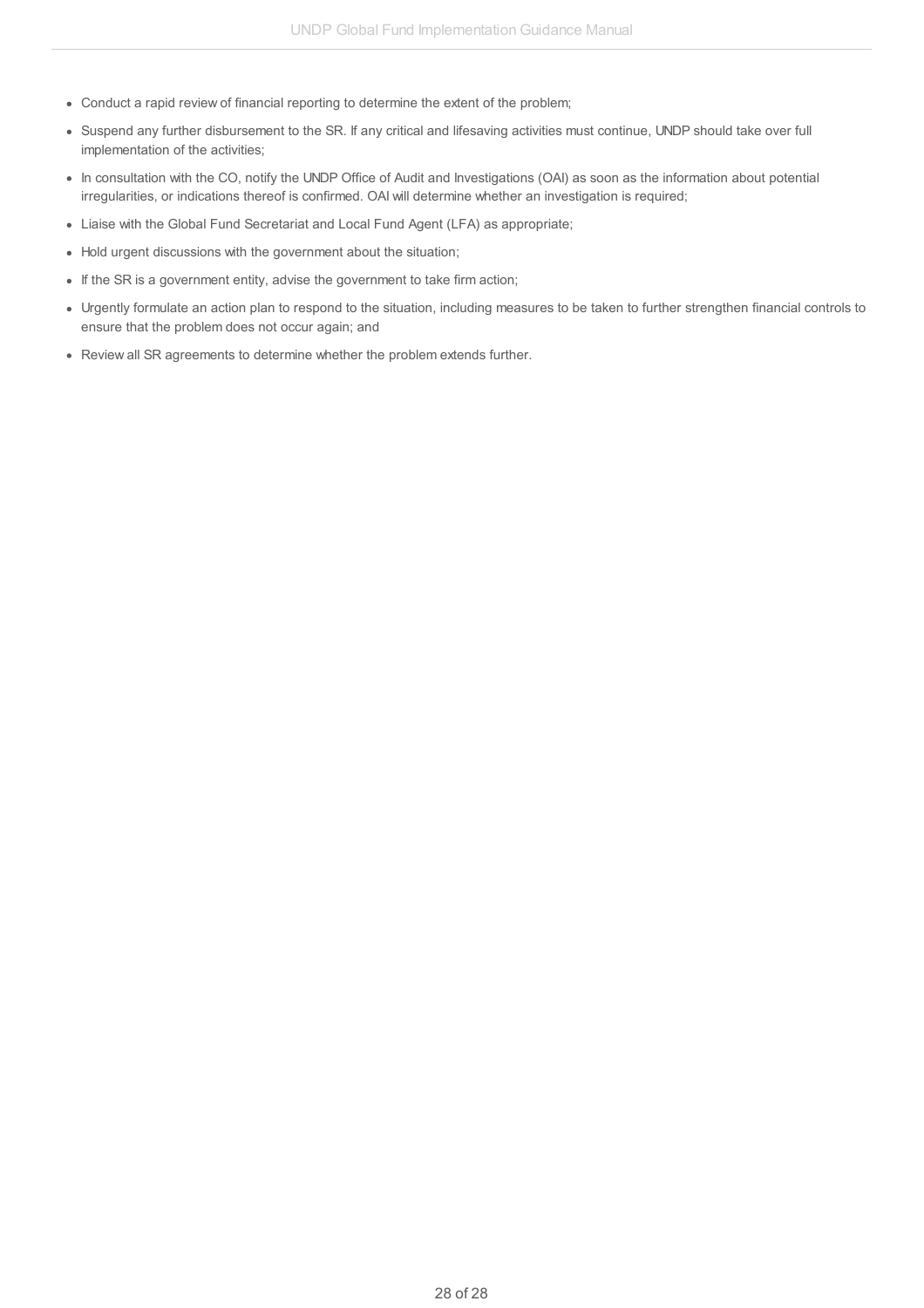- Conduct a rapid review of financial reporting to determine the extent of the problem;
- Suspend any further disbursement to the SR. If any critical and lifesaving activities must continue, UNDP should take over full implementation of the activities;
- In consultation with the CO, notify the UNDP Office of Audit and Investigations (OAI) as soon as the information about potential irregularities, or indications thereof is confirmed. OAI will determine whether an investigation is required;
- Liaise with the Global Fund Secretariat and Local Fund Agent (LFA) as appropriate;
- Hold urgent discussions with the government about the situation;
- If the SR is a government entity, advise the government to take firm action;
- Urgently formulate an action plan to respond to the situation, including measures to be taken to further strengthen financial controls to ensure that the problem does not occur again; and
- Review all SR agreements to determine whether the problem extends further.